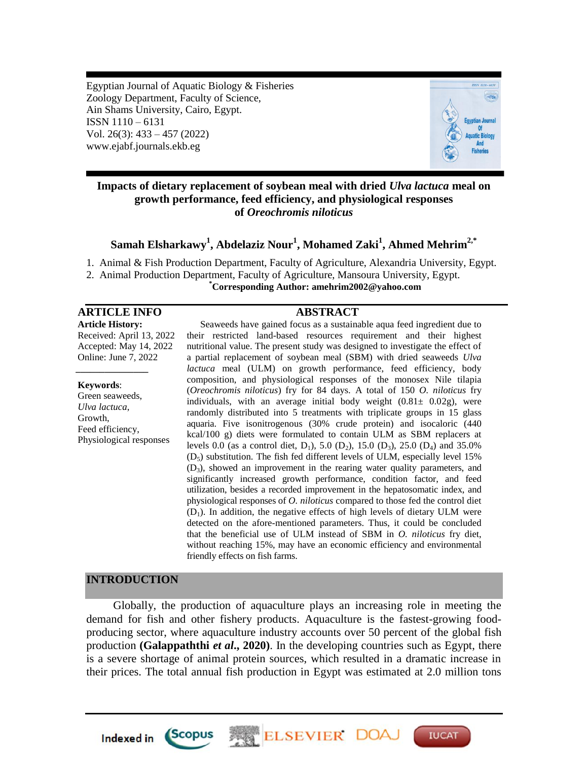Egyptian Journal of Aquatic Biology & Fisheries
Zoology Department, Faculty of Science,
Ain Shams University, Cairo, Egypt.
ISSN 1110 – 6131
Vol. 26(3): 433 – 457 (2022)
www.ejabf.journals.ekb.eg

# Impacts of dietary replacement of soybean meal with dried *Ulva lactuca* meal on growth performance, feed efficiency, and physiological responses of *Oreochromis niloticus*

**Samah Elsharkawy[1], Abdelaziz Nour[1], Mohamed Zaki[1], Ahmed Mehrim[2,*]**

1. Animal & Fish Production Department, Faculty of Agriculture, Alexandria University, Egypt.
2. Animal Production Department, Faculty of Agriculture, Mansoura University, Egypt.

**[*]Corresponding Author: amehrim2002@yahoo.com**

## ARTICLE INFO

**Article History:**
Received: April 13, 2022
Accepted: May 14, 2022
Online: June 7, 2022

**Keywords**:
Green seaweeds,
*Ulva lactuca*,
Growth,
Feed efficiency,
Physiological responses

## ABSTRACT

Seaweeds have gained focus as a sustainable aqua feed ingredient due to their restricted land-based resources requirement and their highest nutritional value. The present study was designed to investigate the effect of a partial replacement of soybean meal (SBM) with dried seaweeds *Ulva lactuca* meal (ULM) on growth performance, feed efficiency, body composition, and physiological responses of the monosex Nile tilapia (*Oreochromis niloticus*) fry for 84 days. A total of 150 *O. niloticus* fry individuals, with an average initial body weight (0.81± 0.02g), were randomly distributed into 5 treatments with triplicate groups in 15 glass aquaria. Five isonitrogenous (30% crude protein) and isocaloric (440 kcal/100 g) diets were formulated to contain ULM as SBM replacers at levels 0.0 (as a control diet, $D_1$), 5.0 ($D_2$), 15.0 ($D_3$), 25.0 ($D_4$) and 35.0% ($D_5$) substitution. The fish fed different levels of ULM, especially level 15% ($D_3$), showed an improvement in the rearing water quality parameters, and significantly increased growth performance, condition factor, and feed utilization, besides a recorded improvement in the hepatosomatic index, and physiological responses of *O. niloticus* compared to those fed the control diet ($D_1$). In addition, the negative effects of high levels of dietary ULM were detected on the afore-mentioned parameters. Thus, it could be concluded that the beneficial use of ULM instead of SBM in *O. niloticus* fry diet, without reaching 15%, may have an economic efficiency and environmental friendly effects on fish farms.

## INTRODUCTION

Globally, the production of aquaculture plays an increasing role in meeting the demand for fish and other fishery products. Aquaculture is the fastest-growing food-producing sector, where aquaculture industry accounts over 50 percent of the global fish production **(Galappaththi *et al.*, 2020)**. In the developing countries such as Egypt, there is a severe shortage of animal protein sources, which resulted in a dramatic increase in their prices. The total annual fish production in Egypt was estimated at 2.0 million tons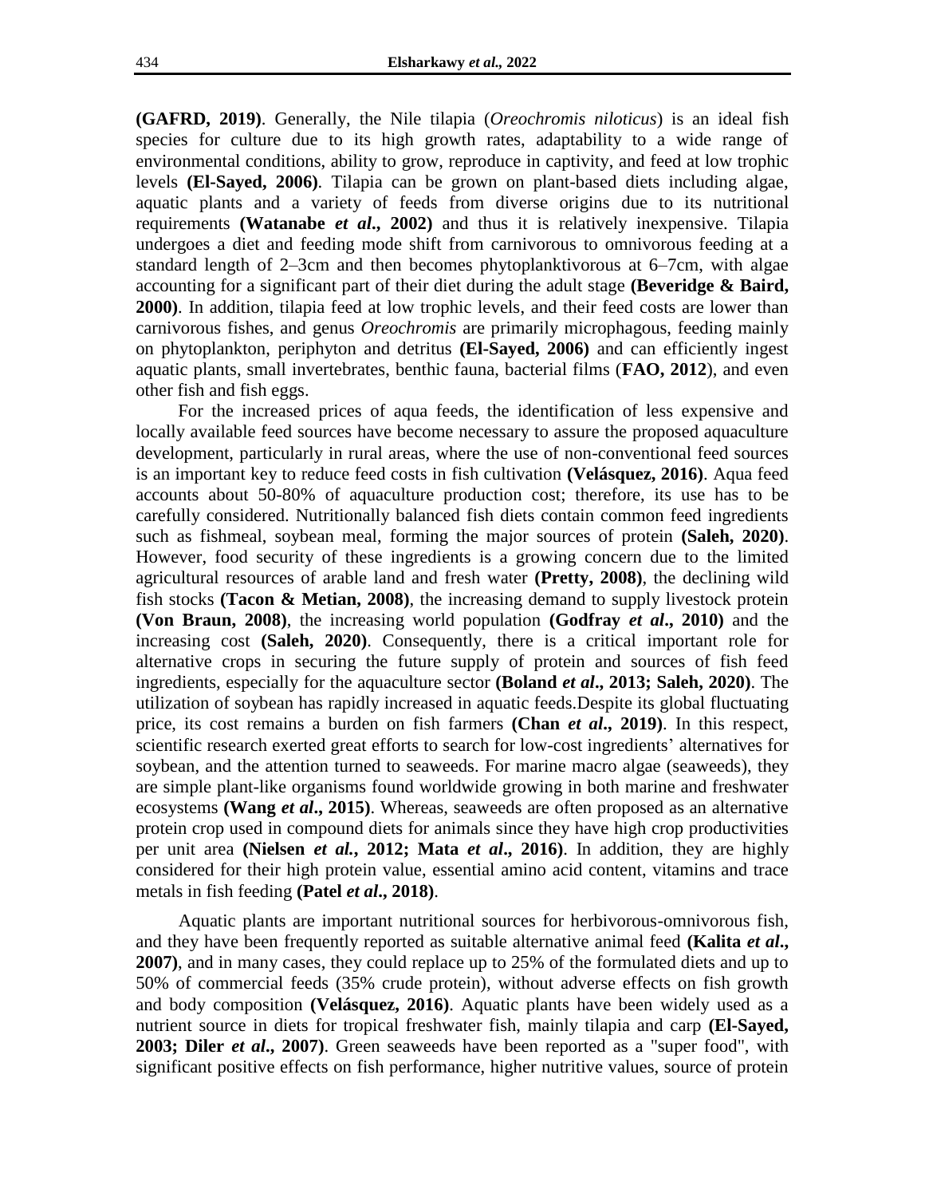**(GAFRD, 2019)**. Generally, the Nile tilapia (*Oreochromis niloticus*) is an ideal fish species for culture due to its high growth rates, adaptability to a wide range of environmental conditions, ability to grow, reproduce in captivity, and feed at low trophic levels **(El-Sayed, 2006)**. Tilapia can be grown on plant-based diets including algae, aquatic plants and a variety of feeds from diverse origins due to its nutritional requirements **(Watanabe *et al*., 2002)** and thus it is relatively inexpensive. Tilapia undergoes a diet and feeding mode shift from carnivorous to omnivorous feeding at a standard length of 2–3cm and then becomes phytoplanktivorous at 6–7cm, with algae accounting for a significant part of their diet during the adult stage **(Beveridge & Baird, 2000)**. In addition, tilapia feed at low trophic levels, and their feed costs are lower than carnivorous fishes, and genus *Oreochromis* are primarily microphagous, feeding mainly on phytoplankton, periphyton and detritus **(El-Sayed, 2006)** and can efficiently ingest aquatic plants, small invertebrates, benthic fauna, bacterial films (**FAO, 2012**), and even other fish and fish eggs.

For the increased prices of aqua feeds, the identification of less expensive and locally available feed sources have become necessary to assure the proposed aquaculture development, particularly in rural areas, where the use of non-conventional feed sources is an important key to reduce feed costs in fish cultivation **(Velásquez, 2016)**. Aqua feed accounts about 50-80% of aquaculture production cost; therefore, its use has to be carefully considered. Nutritionally balanced fish diets contain common feed ingredients such as fishmeal, soybean meal, forming the major sources of protein **(Saleh, 2020)**. However, food security of these ingredients is a growing concern due to the limited agricultural resources of arable land and fresh water **(Pretty, 2008)**, the declining wild fish stocks **(Tacon & Metian, 2008)**, the increasing demand to supply livestock protein **(Von Braun, 2008)**, the increasing world population **(Godfray *et al*., 2010)** and the increasing cost **(Saleh, 2020)**. Consequently, there is a critical important role for alternative crops in securing the future supply of protein and sources of fish feed ingredients, especially for the aquaculture sector **(Boland *et al*., 2013; Saleh, 2020)**. The utilization of soybean has rapidly increased in aquatic feeds.Despite its global fluctuating price, its cost remains a burden on fish farmers **(Chan *et al*., 2019)**. In this respect, scientific research exerted great efforts to search for low-cost ingredients' alternatives for soybean, and the attention turned to seaweeds. For marine macro algae (seaweeds), they are simple plant-like organisms found worldwide growing in both marine and freshwater ecosystems **(Wang *et al*., 2015)**. Whereas, seaweeds are often proposed as an alternative protein crop used in compound diets for animals since they have high crop productivities per unit area **(Nielsen *et al.*, 2012; Mata *et al*., 2016)**. In addition, they are highly considered for their high protein value, essential amino acid content, vitamins and trace metals in fish feeding **(Patel *et al*., 2018)**.

Aquatic plants are important nutritional sources for herbivorous-omnivorous fish, and they have been frequently reported as suitable alternative animal feed **(Kalita *et al*., 2007)**, and in many cases, they could replace up to 25% of the formulated diets and up to 50% of commercial feeds (35% crude protein), without adverse effects on fish growth and body composition **(Velásquez, 2016)**. Aquatic plants have been widely used as a nutrient source in diets for tropical freshwater fish, mainly tilapia and carp **(El-Sayed, 2003; Diler *et al*., 2007)**. Green seaweeds have been reported as a "super food", with significant positive effects on fish performance, higher nutritive values, source of protein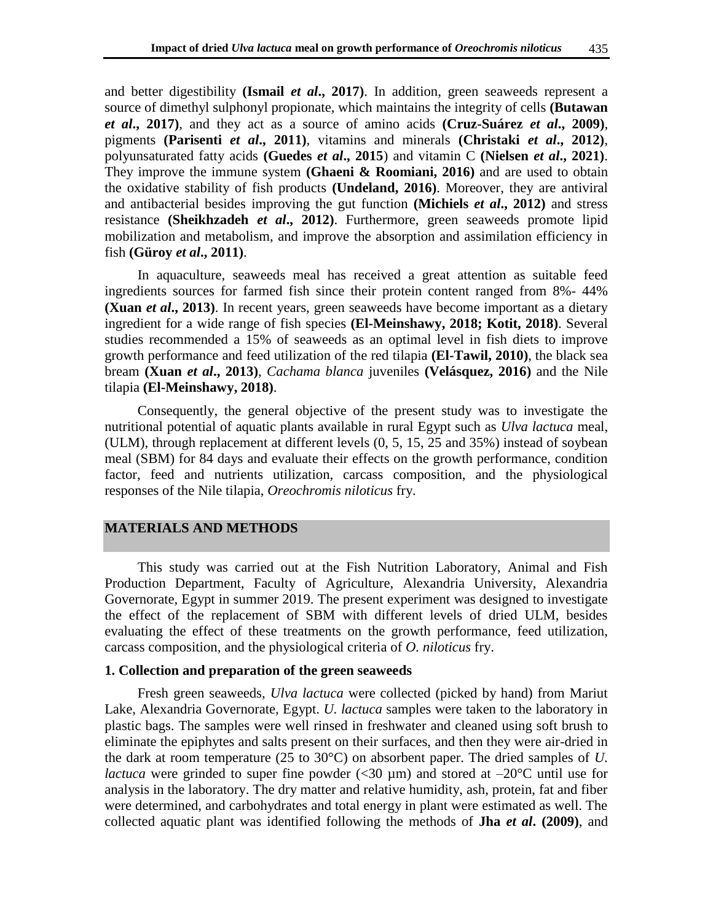and better digestibility **(Ismail *et al*., 2017)**. In addition, green seaweeds represent a source of dimethyl sulphonyl propionate, which maintains the integrity of cells **(Butawan *et al*., 2017)**, and they act as a source of amino acids **(Cruz-Suárez *et al*., 2009)**, pigments **(Parisenti *et al*., 2011)**, vitamins and minerals **(Christaki *et al*., 2012)**, polyunsaturated fatty acids **(Guedes *et al*., 2015**) and vitamin C **(Nielsen *et al*., 2021)**. They improve the immune system **(Ghaeni & Roomiani, 2016)** and are used to obtain the oxidative stability of fish products **(Undeland, 2016)**. Moreover, they are antiviral and antibacterial besides improving the gut function **(Michiels *et al*., 2012)** and stress resistance **(Sheikhzadeh *et al*., 2012)**. Furthermore, green seaweeds promote lipid mobilization and metabolism, and improve the absorption and assimilation efficiency in fish **(Güroy *et al*., 2011)**.

In aquaculture, seaweeds meal has received a great attention as suitable feed ingredients sources for farmed fish since their protein content ranged from 8%- 44% **(Xuan *et al*., 2013)**. In recent years, green seaweeds have become important as a dietary ingredient for a wide range of fish species **(El-Meinshawy, 2018; Kotit, 2018)**. Several studies recommended a 15% of seaweeds as an optimal level in fish diets to improve growth performance and feed utilization of the red tilapia **(El-Tawil, 2010)**, the black sea bream **(Xuan *et al*., 2013)**, *Cachama blanca* juveniles **(Velásquez, 2016)** and the Nile tilapia **(El-Meinshawy, 2018)**.

Consequently, the general objective of the present study was to investigate the nutritional potential of aquatic plants available in rural Egypt such as *Ulva lactuca* meal, (ULM), through replacement at different levels (0, 5, 15, 25 and 35%) instead of soybean meal (SBM) for 84 days and evaluate their effects on the growth performance, condition factor, feed and nutrients utilization, carcass composition, and the physiological responses of the Nile tilapia, *Oreochromis niloticus* fry.

## MATERIALS AND METHODS

This study was carried out at the Fish Nutrition Laboratory, Animal and Fish Production Department, Faculty of Agriculture, Alexandria University, Alexandria Governorate, Egypt in summer 2019. The present experiment was designed to investigate the effect of the replacement of SBM with different levels of dried ULM, besides evaluating the effect of these treatments on the growth performance, feed utilization, carcass composition, and the physiological criteria of *O. niloticus* fry.

### 1. Collection and preparation of the green seaweeds

Fresh green seaweeds, *Ulva lactuca* were collected (picked by hand) from Mariut Lake, Alexandria Governorate, Egypt. *U. lactuca* samples were taken to the laboratory in plastic bags. The samples were well rinsed in freshwater and cleaned using soft brush to eliminate the epiphytes and salts present on their surfaces, and then they were air-dried in the dark at room temperature (25 to 30°C) on absorbent paper. The dried samples of *U. lactuca* were grinded to super fine powder (<30 µm) and stored at –20°C until use for analysis in the laboratory. The dry matter and relative humidity, ash, protein, fat and fiber were determined, and carbohydrates and total energy in plant were estimated as well. The collected aquatic plant was identified following the methods of **Jha *et al*. (2009)**, and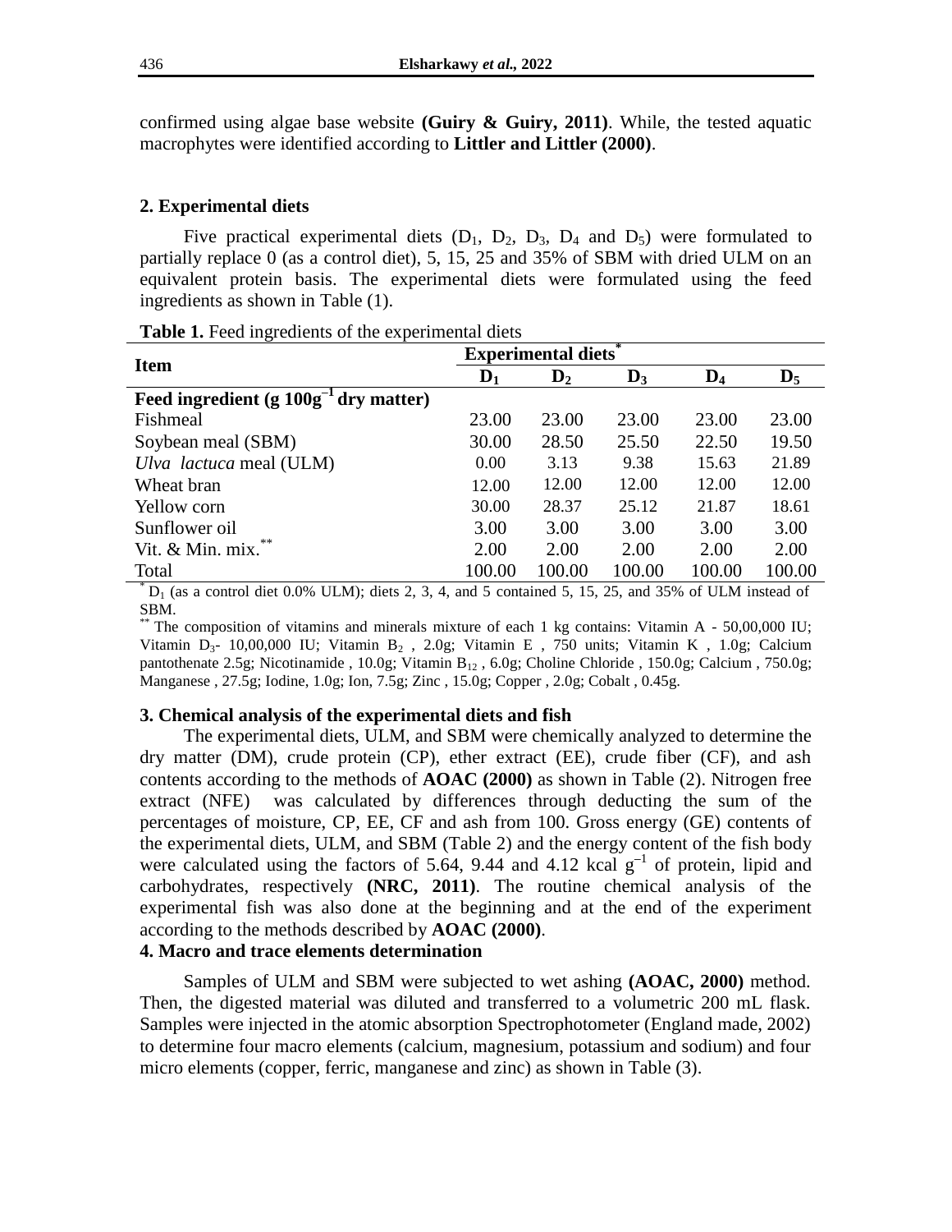confirmed using algae base website **(Guiry & Guiry, 2011)**. While, the tested aquatic macrophytes were identified according to **Littler and Littler (2000)**.

## 2. Experimental diets

Five practical experimental diets ($D_1$, $D_2$, $D_3$, $D_4$ and $D_5$) were formulated to partially replace 0 (as a control diet), 5, 15, 25 and 35% of SBM with dried ULM on an equivalent protein basis. The experimental diets were formulated using the feed ingredients as shown in Table (1).

**Table 1.** Feed ingredients of the experimental diets

| Item | Experimental diets* | | | | |
|---|---|---|---|---|---|
| | $D_1$ | $D_2$ | $D_3$ | $D_4$ | $D_5$ |
| **Feed ingredient (g $100g^{-1}$ dry matter)** | | | | | |
| Fishmeal | 23.00 | 23.00 | 23.00 | 23.00 | 23.00 |
| Soybean meal (SBM) | 30.00 | 28.50 | 25.50 | 22.50 | 19.50 |
| *Ulva lactuca* meal (ULM) | 0.00 | 3.13 | 9.38 | 15.63 | 21.89 |
| Wheat bran | 12.00 | 12.00 | 12.00 | 12.00 | 12.00 |
| Yellow corn | 30.00 | 28.37 | 25.12 | 21.87 | 18.61 |
| Sunflower oil | 3.00 | 3.00 | 3.00 | 3.00 | 3.00 |
| Vit. & Min. mix.** | 2.00 | 2.00 | 2.00 | 2.00 | 2.00 |
| Total | 100.00 | 100.00 | 100.00 | 100.00 | 100.00 |

\* $D_1$ (as a control diet 0.0% ULM); diets 2, 3, 4, and 5 contained 5, 15, 25, and 35% of ULM instead of SBM.

\** The composition of vitamins and minerals mixture of each 1 kg contains: Vitamin A - 50,00,000 IU; Vitamin $D_3$- 10,00,000 IU; Vitamin $B_2$ , 2.0g; Vitamin E , 750 units; Vitamin K , 1.0g; Calcium pantothenate 2.5g; Nicotinamide , 10.0g; Vitamin $B_{12}$ , 6.0g; Choline Chloride , 150.0g; Calcium , 750.0g; Manganese , 27.5g; Iodine, 1.0g; Ion, 7.5g; Zinc , 15.0g; Copper , 2.0g; Cobalt , 0.45g.

## 3. Chemical analysis of the experimental diets and fish

The experimental diets, ULM, and SBM were chemically analyzed to determine the dry matter (DM), crude protein (CP), ether extract (EE), crude fiber (CF), and ash contents according to the methods of **AOAC (2000)** as shown in Table (2). Nitrogen free extract (NFE) was calculated by differences through deducting the sum of the percentages of moisture, CP, EE, CF and ash from 100. Gross energy (GE) contents of the experimental diets, ULM, and SBM (Table 2) and the energy content of the fish body were calculated using the factors of 5.64, 9.44 and 4.12 kcal $g^{-1}$ of protein, lipid and carbohydrates, respectively **(NRC, 2011)**. The routine chemical analysis of the experimental fish was also done at the beginning and at the end of the experiment according to the methods described by **AOAC (2000)**.

## 4. Macro and trace elements determination

Samples of ULM and SBM were subjected to wet ashing **(AOAC, 2000)** method. Then, the digested material was diluted and transferred to a volumetric 200 mL flask. Samples were injected in the atomic absorption Spectrophotometer (England made, 2002) to determine four macro elements (calcium, magnesium, potassium and sodium) and four micro elements (copper, ferric, manganese and zinc) as shown in Table (3).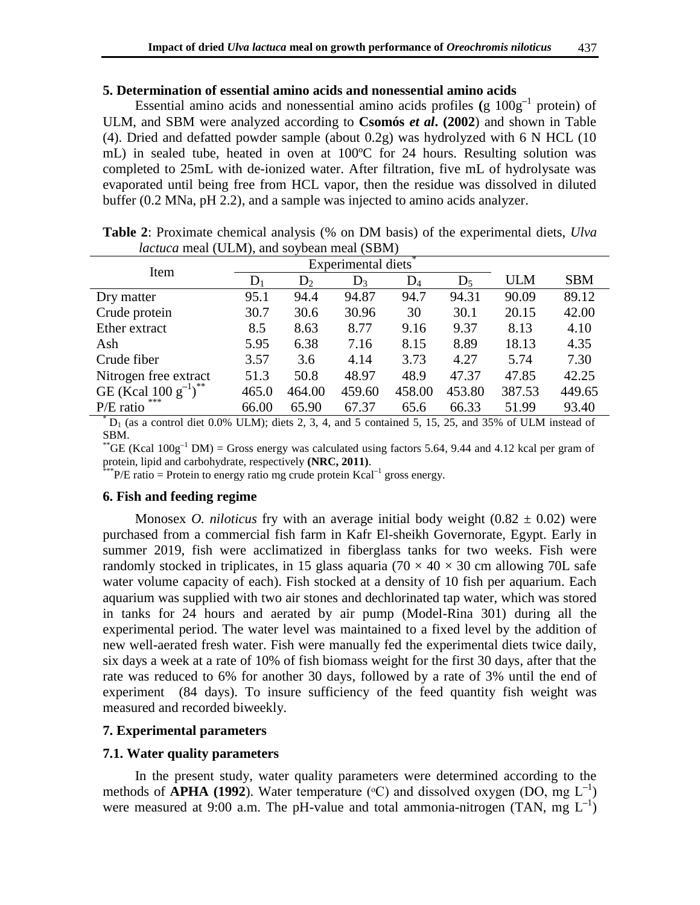### 5. Determination of essential amino acids and nonessential amino acids

Essential amino acids and nonessential amino acids profiles (g $100g^{-1}$ protein) of ULM, and SBM were analyzed according to **Csomós *et al*. (2002**) and shown in Table (4). Dried and defatted powder sample (about 0.2g) was hydrolyzed with 6 N HCL (10 mL) in sealed tube, heated in oven at 100ºC for 24 hours. Resulting solution was completed to 25mL with de-ionized water. After filtration, five mL of hydrolysate was evaporated until being free from HCL vapor, then the residue was dissolved in diluted buffer (0.2 MNa, pH 2.2), and a sample was injected to amino acids analyzer.

**Table 2**: Proximate chemical analysis (% on DM basis) of the experimental diets, *Ulva lactuca* meal (ULM), and soybean meal (SBM)

| Item | Experimental diets* | | | | | ULM | SBM |
|---|---|---|---|---|---|---|---|
| | $D_1$ | $D_2$ | $D_3$ | $D_4$ | $D_5$ | | |
| Dry matter | 95.1 | 94.4 | 94.87 | 94.7 | 94.31 | 90.09 | 89.12 |
| Crude protein | 30.7 | 30.6 | 30.96 | 30 | 30.1 | 20.15 | 42.00 |
| Ether extract | 8.5 | 8.63 | 8.77 | 9.16 | 9.37 | 8.13 | 4.10 |
| Ash | 5.95 | 6.38 | 7.16 | 8.15 | 8.89 | 18.13 | 4.35 |
| Crude fiber | 3.57 | 3.6 | 4.14 | 3.73 | 4.27 | 5.74 | 7.30 |
| Nitrogen free extract | 51.3 | 50.8 | 48.97 | 48.9 | 47.37 | 47.85 | 42.25 |
| GE (Kcal 100 $g^{-1}$)** | 465.0 | 464.00 | 459.60 | 458.00 | 453.80 | 387.53 | 449.65 |
| P/E ratio *** | 66.00 | 65.90 | 67.37 | 65.6 | 66.33 | 51.99 | 93.40 |

* $D_1$ (as a control diet 0.0% ULM); diets 2, 3, 4, and 5 contained 5, 15, 25, and 35% of ULM instead of SBM.

**GE (Kcal $100g^{-1}$ DM) = Gross energy was calculated using factors 5.64, 9.44 and 4.12 kcal per gram of protein, lipid and carbohydrate, respectively **(NRC, 2011)**.

***P/E ratio = Protein to energy ratio mg crude protein $Kcal^{-1}$ gross energy.

### 6. Fish and feeding regime

Monosex *O. niloticus* fry with an average initial body weight (0.82 ± 0.02) were purchased from a commercial fish farm in Kafr El-sheikh Governorate, Egypt. Early in summer 2019, fish were acclimatized in fiberglass tanks for two weeks. Fish were randomly stocked in triplicates, in 15 glass aquaria (70 × 40 × 30 cm allowing 70L safe water volume capacity of each). Fish stocked at a density of 10 fish per aquarium. Each aquarium was supplied with two air stones and dechlorinated tap water, which was stored in tanks for 24 hours and aerated by air pump (Model-Rina 301) during all the experimental period. The water level was maintained to a fixed level by the addition of new well-aerated fresh water. Fish were manually fed the experimental diets twice daily, six days a week at a rate of 10% of fish biomass weight for the first 30 days, after that the rate was reduced to 6% for another 30 days, followed by a rate of 3% until the end of experiment (84 days). To insure sufficiency of the feed quantity fish weight was measured and recorded biweekly.

### 7. Experimental parameters

### 7.1. Water quality parameters

In the present study, water quality parameters were determined according to the methods of **APHA (1992**). Water temperature (ºC) and dissolved oxygen (DO, mg $L^{-1}$) were measured at 9:00 a.m. The pH-value and total ammonia-nitrogen (TAN, mg $L^{-1}$)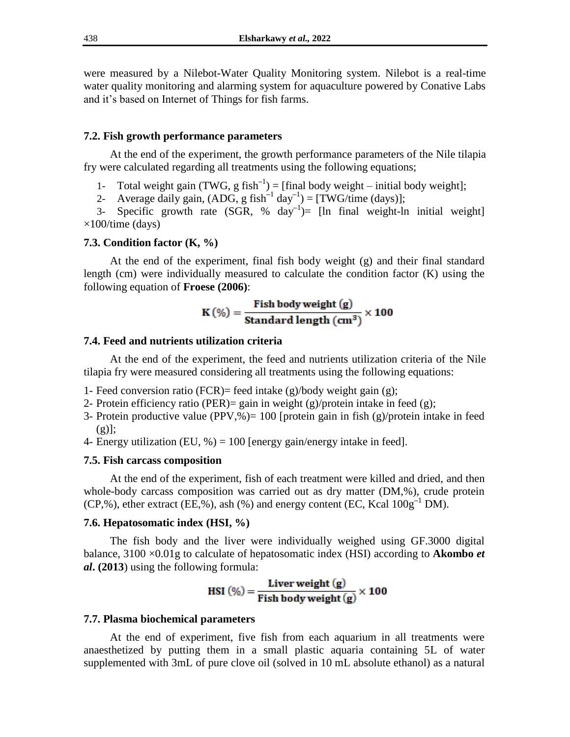were measured by a Nilebot-Water Quality Monitoring system. Nilebot is a real-time water quality monitoring and alarming system for aquaculture powered by Conative Labs and it's based on Internet of Things for fish farms.

### 7.2. Fish growth performance parameters

At the end of the experiment, the growth performance parameters of the Nile tilapia fry were calculated regarding all treatments using the following equations;

1- Total weight gain (TWG, g $fish^{-1}$) = [final body weight – initial body weight];
2- Average daily gain, (ADG, g $fish^{-1}$ $day^{-1}$) = [TWG/time (days)];
3- Specific growth rate (SGR, % $day^{-1}$)= [ln final weight-ln initial weight] ×100/time (days)

### 7.3. Condition factor (K, %)

At the end of the experiment, final fish body weight (g) and their final standard length (cm) were individually measured to calculate the condition factor (K) using the following equation of **Froese (2006)**:

$$\mathbf{K\,(\%) = \frac{Fish\ body\ weight\ (g)}{Standard\ length\ (cm^3)} \times 100}$$

### 7.4. Feed and nutrients utilization criteria

At the end of the experiment, the feed and nutrients utilization criteria of the Nile tilapia fry were measured considering all treatments using the following equations:

1- Feed conversion ratio (FCR)= feed intake (g)/body weight gain (g);
2- Protein efficiency ratio (PER)= gain in weight (g)/protein intake in feed (g);
3- Protein productive value (PPV,%)= 100 [protein gain in fish (g)/protein intake in feed (g)];
4- Energy utilization (EU, %) = 100 [energy gain/energy intake in feed].

### 7.5. Fish carcass composition

At the end of the experiment, fish of each treatment were killed and dried, and then whole-body carcass composition was carried out as dry matter (DM,%), crude protein (CP,%), ether extract (EE,%), ash (%) and energy content (EC, Kcal $100g^{-1}$ DM).

### 7.6. Hepatosomatic index (HSI, %)

The fish body and the liver were individually weighed using GF.3000 digital balance, 3100 ×0.01g to calculate of hepatosomatic index (HSI) according to **Akombo *et al*. (2013**) using the following formula:

$$\mathbf{HSI\,(\%) = \frac{Liver\ weight\ (g)}{Fish\ body\ weight\ (g)} \times 100}$$

### 7.7. Plasma biochemical parameters

At the end of experiment, five fish from each aquarium in all treatments were anaesthetized by putting them in a small plastic aquaria containing 5L of water supplemented with 3mL of pure clove oil (solved in 10 mL absolute ethanol) as a natural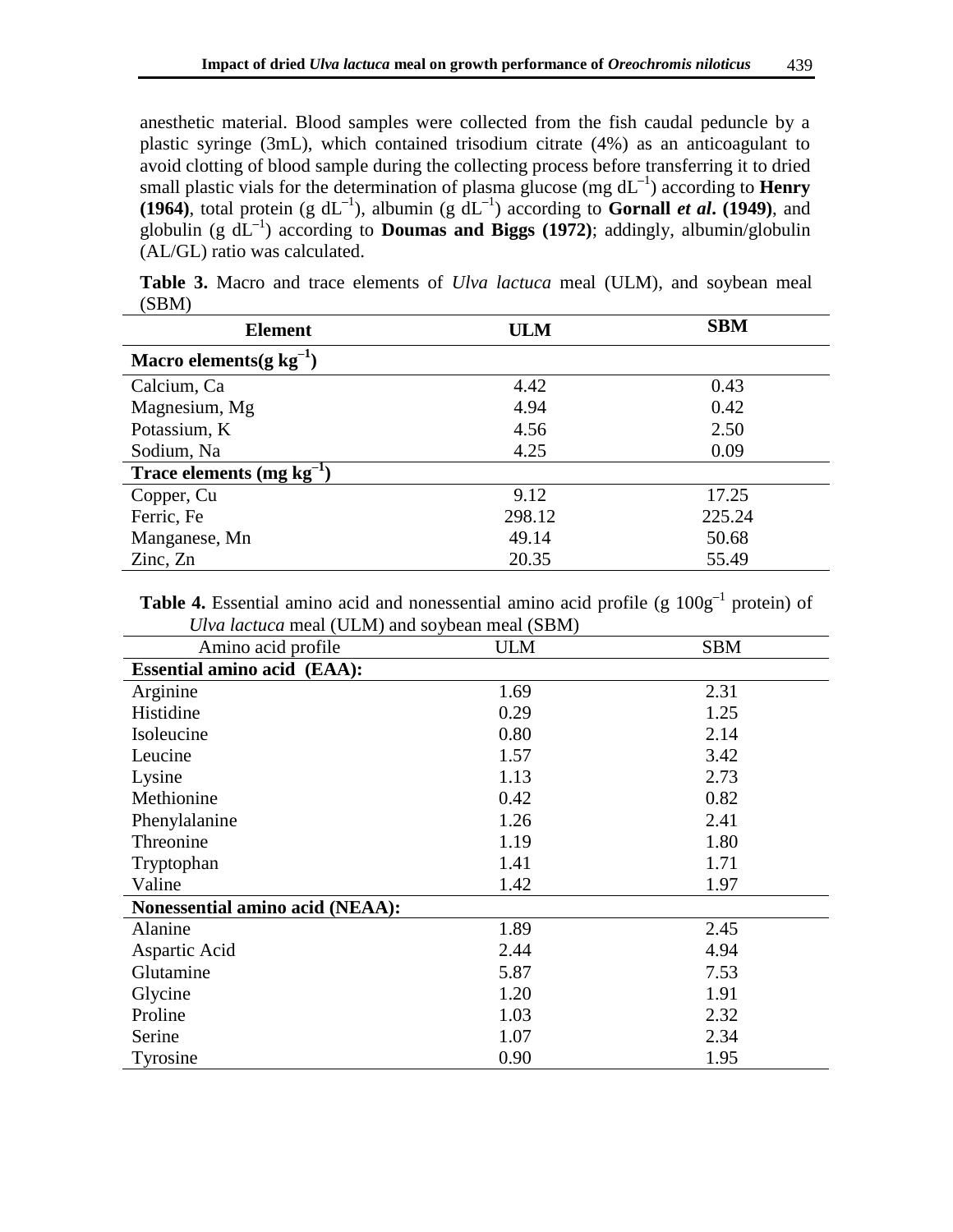anesthetic material. Blood samples were collected from the fish caudal peduncle by a plastic syringe (3mL), which contained trisodium citrate (4%) as an anticoagulant to avoid clotting of blood sample during the collecting process before transferring it to dried small plastic vials for the determination of plasma glucose (mg $dL^{-1}$) according to **Henry (1964)**, total protein (g $dL^{-1}$), albumin (g $dL^{-1}$) according to **Gornall *et al*. (1949)**, and globulin (g $dL^{-1}$) according to **Doumas and Biggs (1972)**; addingly, albumin/globulin (AL/GL) ratio was calculated.

**Table 3.** Macro and trace elements of *Ulva lactuca* meal (ULM), and soybean meal (SBM)

| Element | ULM | SBM |
|---|---|---|
| **Macro elements(g $kg^{-1}$)** | | |
| Calcium, Ca | 4.42 | 0.43 |
| Magnesium, Mg | 4.94 | 0.42 |
| Potassium, K | 4.56 | 2.50 |
| Sodium, Na | 4.25 | 0.09 |
| **Trace elements (mg $kg^{-1}$)** | | |
| Copper, Cu | 9.12 | 17.25 |
| Ferric, Fe | 298.12 | 225.24 |
| Manganese, Mn | 49.14 | 50.68 |
| Zinc, Zn | 20.35 | 55.49 |

**Table 4.** Essential amino acid and nonessential amino acid profile (g $100g^{-1}$ protein) of *Ulva lactuca* meal (ULM) and soybean meal (SBM)

| Amino acid profile | ULM | SBM |
|---|---|---|
| **Essential amino acid (EAA):** | | |
| Arginine | 1.69 | 2.31 |
| Histidine | 0.29 | 1.25 |
| Isoleucine | 0.80 | 2.14 |
| Leucine | 1.57 | 3.42 |
| Lysine | 1.13 | 2.73 |
| Methionine | 0.42 | 0.82 |
| Phenylalanine | 1.26 | 2.41 |
| Threonine | 1.19 | 1.80 |
| Tryptophan | 1.41 | 1.71 |
| Valine | 1.42 | 1.97 |
| **Nonessential amino acid (NEAA):** | | |
| Alanine | 1.89 | 2.45 |
| Aspartic Acid | 2.44 | 4.94 |
| Glutamine | 5.87 | 7.53 |
| Glycine | 1.20 | 1.91 |
| Proline | 1.03 | 2.32 |
| Serine | 1.07 | 2.34 |
| Tyrosine | 0.90 | 1.95 |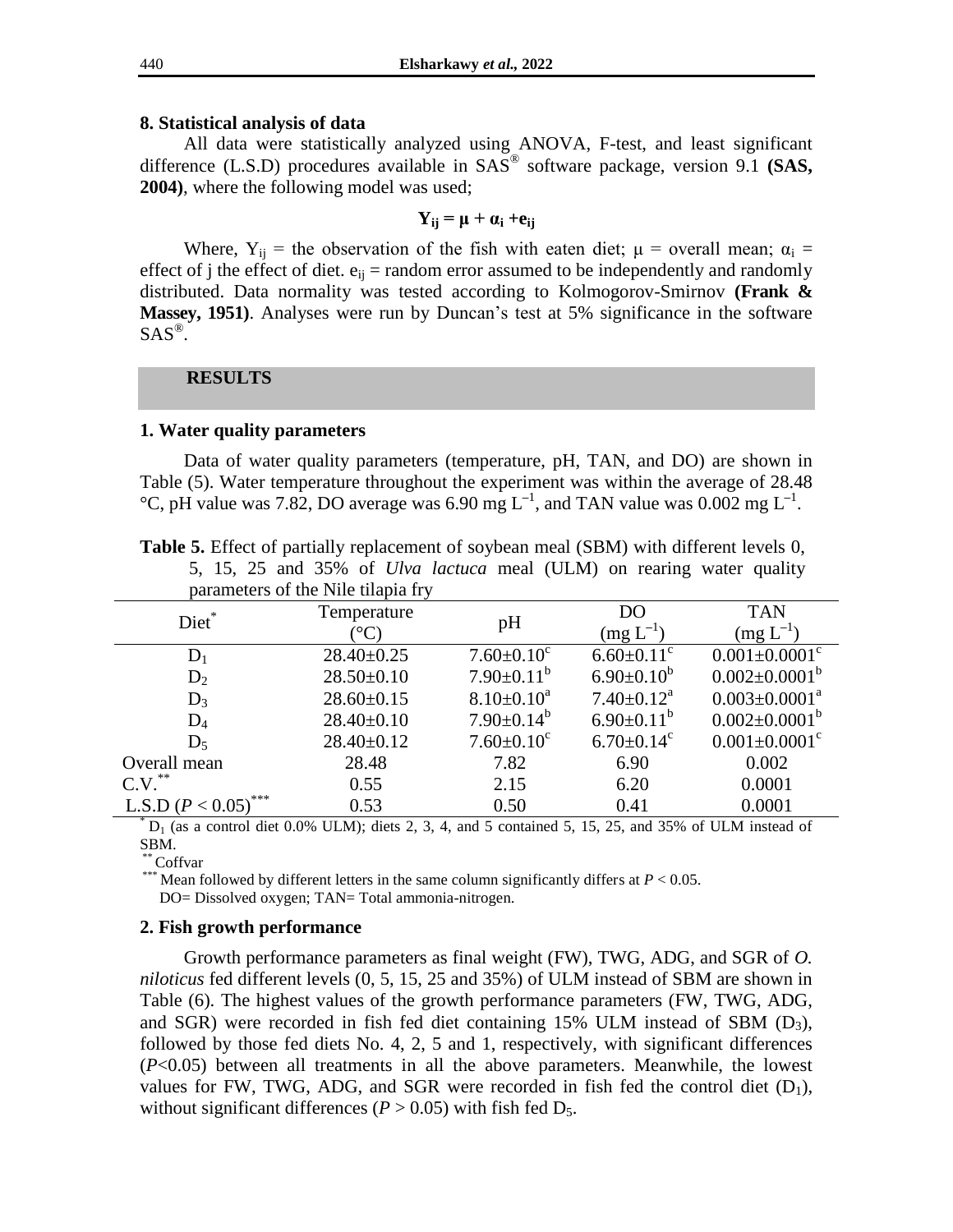### 8. Statistical analysis of data

All data were statistically analyzed using ANOVA, F-test, and least significant difference (L.S.D) procedures available in SAS® software package, version 9.1 **(SAS, 2004)**, where the following model was used;

$$\mathbf{Y_{ij} = \mu + \alpha_i + e_{ij}}$$

Where, $Y_{ij}$ = the observation of the fish with eaten diet; $\mu$ = overall mean; $\alpha_i$ = effect of j the effect of diet. $e_{ij}$ = random error assumed to be independently and randomly distributed. Data normality was tested according to Kolmogorov-Smirnov **(Frank & Massey, 1951)**. Analyses were run by Duncan's test at 5% significance in the software SAS®.

## RESULTS

### 1. Water quality parameters

Data of water quality parameters (temperature, pH, TAN, and DO) are shown in Table (5). Water temperature throughout the experiment was within the average of 28.48 °C, pH value was 7.82, DO average was 6.90 mg $L^{-1}$, and TAN value was 0.002 mg $L^{-1}$.

**Table 5.** Effect of partially replacement of soybean meal (SBM) with different levels 0, 5, 15, 25 and 35% of *Ulva lactuca* meal (ULM) on rearing water quality parameters of the Nile tilapia fry

| Diet* | Temperature (°C) | pH | DO (mg $L^{-1}$) | TAN (mg $L^{-1}$) |
|---|---|---|---|---|
| $D_1$ | 28.40±0.25 | 7.60±0.10$^c$ | 6.60±0.11$^c$ | 0.001±0.0001$^c$ |
| $D_2$ | 28.50±0.10 | 7.90±0.11$^b$ | 6.90±0.10$^b$ | 0.002±0.0001$^b$ |
| $D_3$ | 28.60±0.15 | 8.10±0.10$^a$ | 7.40±0.12$^a$ | 0.003±0.0001$^a$ |
| $D_4$ | 28.40±0.10 | 7.90±0.14$^b$ | 6.90±0.11$^b$ | 0.002±0.0001$^b$ |
| $D_5$ | 28.40±0.12 | 7.60±0.10$^c$ | 6.70±0.14$^c$ | 0.001±0.0001$^c$ |
| Overall mean | 28.48 | 7.82 | 6.90 | 0.002 |
| C.V.** | 0.55 | 2.15 | 6.20 | 0.0001 |
| L.S.D ($P < 0.05$)*** | 0.53 | 0.50 | 0.41 | 0.0001 |

* $D_1$ (as a control diet 0.0% ULM); diets 2, 3, 4, and 5 contained 5, 15, 25, and 35% of ULM instead of SBM.

** Coffvar

*** Mean followed by different letters in the same column significantly differs at $P < 0.05$.

DO= Dissolved oxygen; TAN= Total ammonia-nitrogen.

### 2. Fish growth performance

Growth performance parameters as final weight (FW), TWG, ADG, and SGR of *O. niloticus* fed different levels (0, 5, 15, 25 and 35%) of ULM instead of SBM are shown in Table (6). The highest values of the growth performance parameters (FW, TWG, ADG, and SGR) were recorded in fish fed diet containing 15% ULM instead of SBM ($D_3$), followed by those fed diets No. 4, 2, 5 and 1, respectively, with significant differences ($P<0.05$) between all treatments in all the above parameters. Meanwhile, the lowest values for FW, TWG, ADG, and SGR were recorded in fish fed the control diet ($D_1$), without significant differences ($P > 0.05$) with fish fed $D_5$.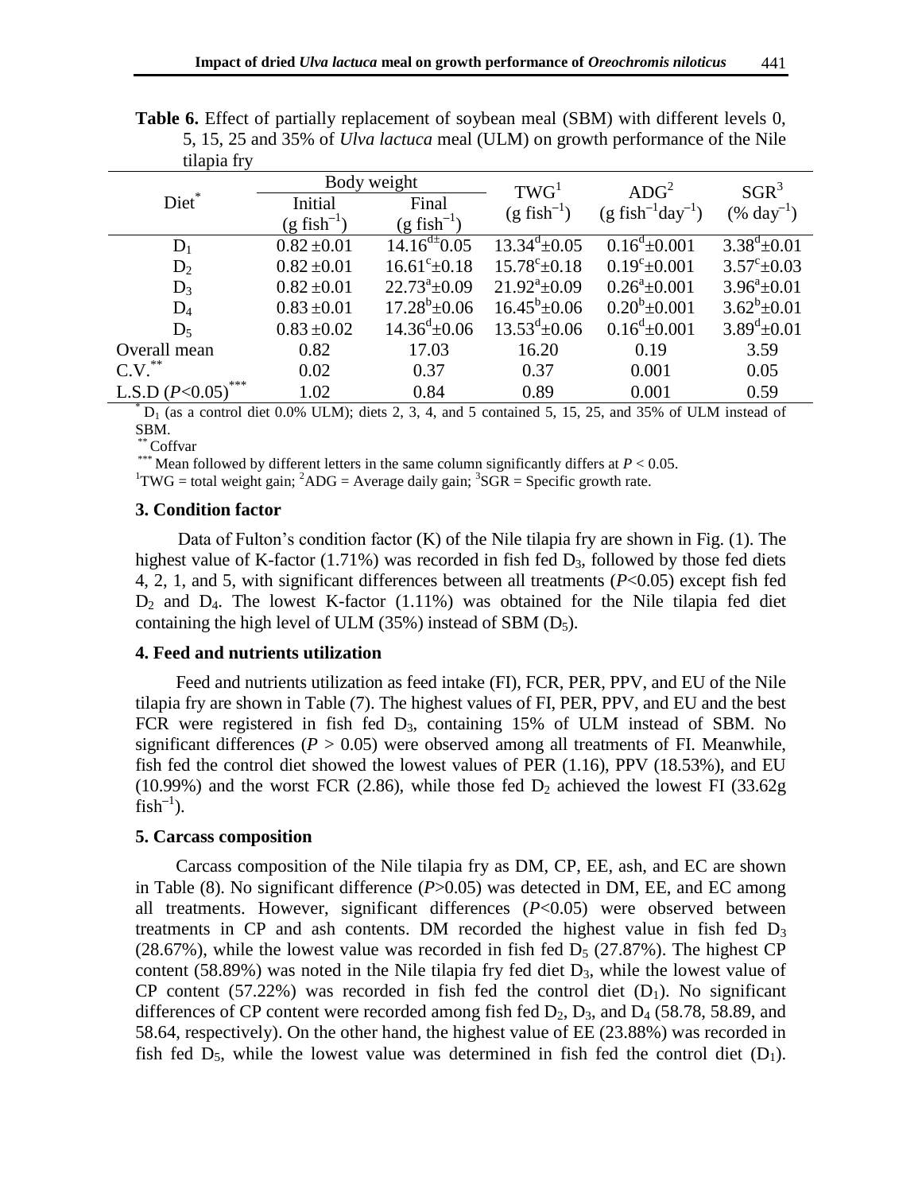**Table 6.** Effect of partially replacement of soybean meal (SBM) with different levels 0, 5, 15, 25 and 35% of *Ulva lactuca* meal (ULM) on growth performance of the Nile tilapia fry

| Diet* | Body weight | | TWG[1] | ADG[2] | SGR[3] |
|---|---|---|---|---|---|
| | Initial ($g\ fish^{-1}$) | Final ($g\ fish^{-1}$) | ($g\ fish^{-1}$) | ($g\ fish^{-1}day^{-1}$) | ($\%\ day^{-1}$) |
| $D_1$ | 0.82 ±0.01 | $14.16^{d\pm}0.05$ | $13.34^{d}$±0.05 | $0.16^{d}$±0.001 | $3.38^{d}$±0.01 |
| $D_2$ | 0.82 ±0.01 | $16.61^{c}$±0.18 | $15.78^{c}$±0.18 | $0.19^{c}$±0.001 | $3.57^{c}$±0.03 |
| $D_3$ | 0.82 ±0.01 | $22.73^{a}$±0.09 | $21.92^{a}$±0.09 | $0.26^{a}$±0.001 | $3.96^{a}$±0.01 |
| $D_4$ | 0.83 ±0.01 | $17.28^{b}$±0.06 | $16.45^{b}$±0.06 | $0.20^{b}$±0.001 | $3.62^{b}$±0.01 |
| $D_5$ | 0.83 ±0.02 | $14.36^{d}$±0.06 | $13.53^{d}$±0.06 | $0.16^{d}$±0.001 | $3.89^{d}$±0.01 |
| Overall mean | 0.82 | 17.03 | 16.20 | 0.19 | 3.59 |
| C.V.** | 0.02 | 0.37 | 0.37 | 0.001 | 0.05 |
| L.S.D ($P$<0.05)*** | 1.02 | 0.84 | 0.89 | 0.001 | 0.59 |

* $D_1$ (as a control diet 0.0% ULM); diets 2, 3, 4, and 5 contained 5, 15, 25, and 35% of ULM instead of SBM.
** Coffvar
*** Mean followed by different letters in the same column significantly differs at $P$ < 0.05.
[1]TWG = total weight gain; [2]ADG = Average daily gain; [3]SGR = Specific growth rate.

### 3. Condition factor

Data of Fulton's condition factor (K) of the Nile tilapia fry are shown in Fig. (1). The highest value of K-factor (1.71%) was recorded in fish fed $D_3$, followed by those fed diets 4, 2, 1, and 5, with significant differences between all treatments ($P$<0.05) except fish fed $D_2$ and $D_4$. The lowest K-factor (1.11%) was obtained for the Nile tilapia fed diet containing the high level of ULM (35%) instead of SBM ($D_5$).

### 4. Feed and nutrients utilization

Feed and nutrients utilization as feed intake (FI), FCR, PER, PPV, and EU of the Nile tilapia fry are shown in Table (7). The highest values of FI, PER, PPV, and EU and the best FCR were registered in fish fed $D_3$, containing 15% of ULM instead of SBM. No significant differences ($P$ > 0.05) were observed among all treatments of FI. Meanwhile, fish fed the control diet showed the lowest values of PER (1.16), PPV (18.53%), and EU (10.99%) and the worst FCR (2.86), while those fed $D_2$ achieved the lowest FI (33.62g $fish^{-1}$).

### 5. Carcass composition

Carcass composition of the Nile tilapia fry as DM, CP, EE, ash, and EC are shown in Table (8). No significant difference ($P$>0.05) was detected in DM, EE, and EC among all treatments. However, significant differences ($P$<0.05) were observed between treatments in CP and ash contents. DM recorded the highest value in fish fed $D_3$ (28.67%), while the lowest value was recorded in fish fed $D_5$ (27.87%). The highest CP content (58.89%) was noted in the Nile tilapia fry fed diet $D_3$, while the lowest value of CP content (57.22%) was recorded in fish fed the control diet ($D_1$). No significant differences of CP content were recorded among fish fed $D_2$, $D_3$, and $D_4$ (58.78, 58.89, and 58.64, respectively). On the other hand, the highest value of EE (23.88%) was recorded in fish fed $D_5$, while the lowest value was determined in fish fed the control diet ($D_1$).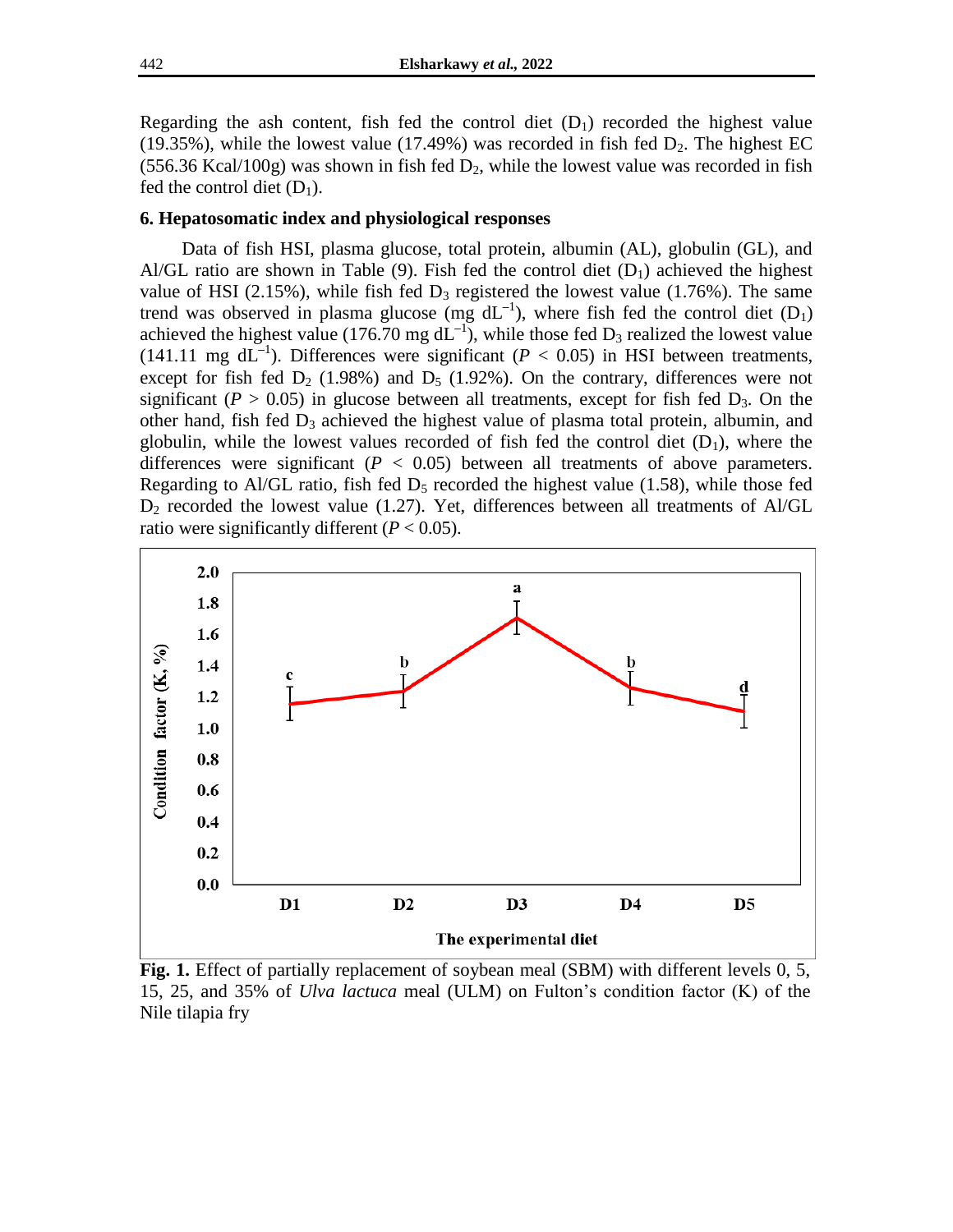Regarding the ash content, fish fed the control diet ($D_1$) recorded the highest value (19.35%), while the lowest value (17.49%) was recorded in fish fed $D_2$. The highest EC (556.36 Kcal/100g) was shown in fish fed $D_2$, while the lowest value was recorded in fish fed the control diet ($D_1$).

### 6. Hepatosomatic index and physiological responses

Data of fish HSI, plasma glucose, total protein, albumin (AL), globulin (GL), and Al/GL ratio are shown in Table (9). Fish fed the control diet ($D_1$) achieved the highest value of HSI (2.15%), while fish fed $D_3$ registered the lowest value (1.76%). The same trend was observed in plasma glucose (mg $dL^{-1}$), where fish fed the control diet ($D_1$) achieved the highest value (176.70 mg $dL^{-1}$), while those fed $D_3$ realized the lowest value (141.11 mg $dL^{-1}$). Differences were significant ($P < 0.05$) in HSI between treatments, except for fish fed $D_2$ (1.98%) and $D_5$ (1.92%). On the contrary, differences were not significant ($P > 0.05$) in glucose between all treatments, except for fish fed $D_3$. On the other hand, fish fed $D_3$ achieved the highest value of plasma total protein, albumin, and globulin, while the lowest values recorded of fish fed the control diet ($D_1$), where the differences were significant ($P < 0.05$) between all treatments of above parameters. Regarding to Al/GL ratio, fish fed $D_5$ recorded the highest value (1.58), while those fed $D_2$ recorded the lowest value (1.27). Yet, differences between all treatments of Al/GL ratio were significantly different ($P < 0.05$).

**Fig. 1.** Effect of partially replacement of soybean meal (SBM) with different levels 0, 5, 15, 25, and 35% of *Ulva lactuca* meal (ULM) on Fulton's condition factor (K) of the Nile tilapia fry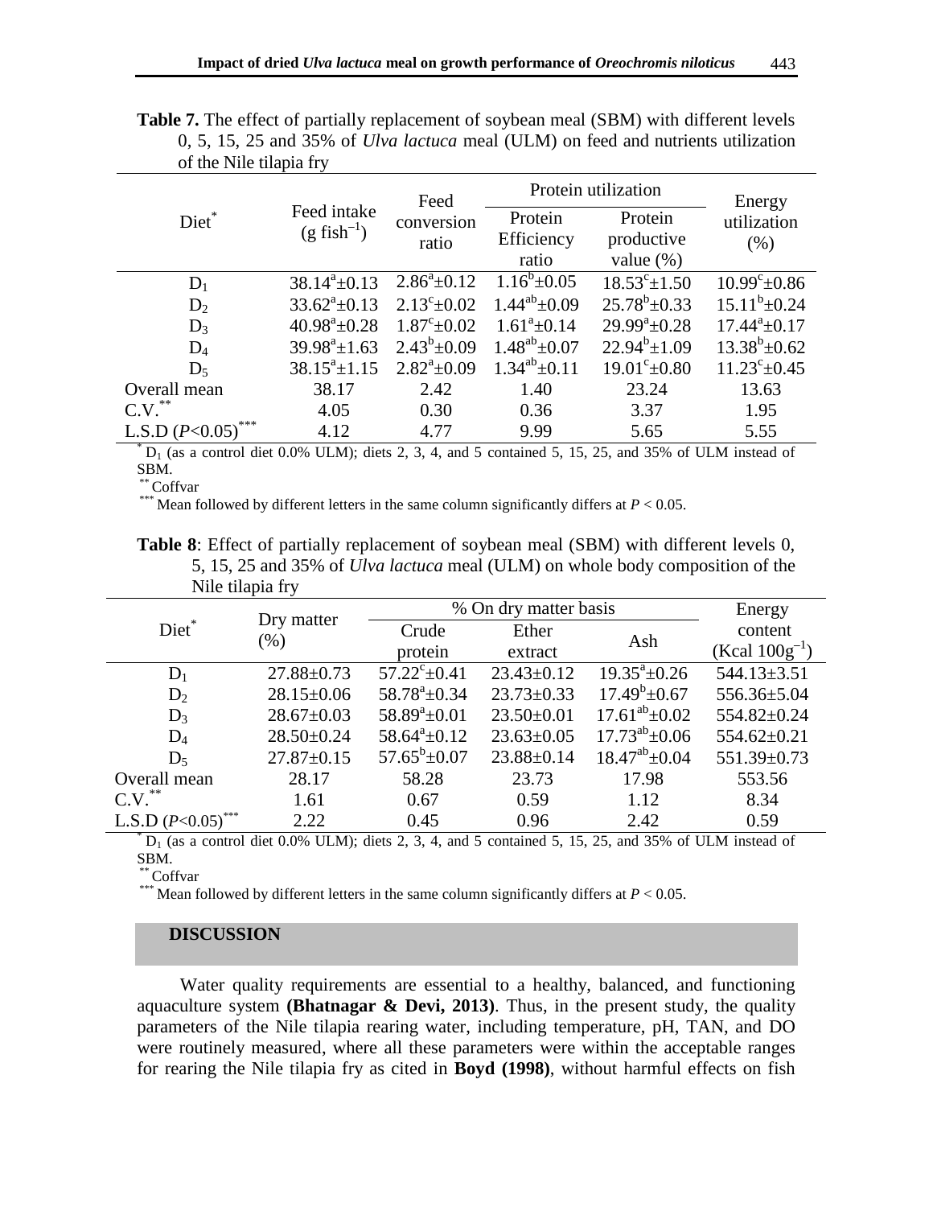**Table 7.** The effect of partially replacement of soybean meal (SBM) with different levels 0, 5, 15, 25 and 35% of *Ulva lactuca* meal (ULM) on feed and nutrients utilization of the Nile tilapia fry

| Diet* | Feed intake (g fish$^{-1}$) | Feed conversion ratio | Protein utilization | | Energy utilization (%) |
|---|---|---|---|---|---|
| | | | Protein Efficiency ratio | Protein productive value (%) | |
| $D_1$ | $38.14^a±0.13$ | $2.86^a±0.12$ | $1.16^b±0.05$ | $18.53^c±1.50$ | $10.99^c±0.86$ |
| $D_2$ | $33.62^a±0.13$ | $2.13^c±0.02$ | $1.44^{ab}±0.09$ | $25.78^b±0.33$ | $15.11^b±0.24$ |
| $D_3$ | $40.98^a±0.28$ | $1.87^c±0.02$ | $1.61^a±0.14$ | $29.99^a±0.28$ | $17.44^a±0.17$ |
| $D_4$ | $39.98^a±1.63$ | $2.43^b±0.09$ | $1.48^{ab}±0.07$ | $22.94^b±1.09$ | $13.38^b±0.62$ |
| $D_5$ | $38.15^a±1.15$ | $2.82^a±0.09$ | $1.34^{ab}±0.11$ | $19.01^c±0.80$ | $11.23^c±0.45$ |
| Overall mean | 38.17 | 2.42 | 1.40 | 23.24 | 13.63 |
| C.V.** | 4.05 | 0.30 | 0.36 | 3.37 | 1.95 |
| L.S.D ($P$<0.05)*** | 4.12 | 4.77 | 9.99 | 5.65 | 5.55 |

* $D_1$ (as a control diet 0.0% ULM); diets 2, 3, 4, and 5 contained 5, 15, 25, and 35% of ULM instead of SBM.
** Coffvar
*** Mean followed by different letters in the same column significantly differs at $P < 0.05$.

**Table 8**: Effect of partially replacement of soybean meal (SBM) with different levels 0, 5, 15, 25 and 35% of *Ulva lactuca* meal (ULM) on whole body composition of the Nile tilapia fry

| Diet* | Dry matter (%) | % On dry matter basis | | | Energy content (Kcal 100g$^{-1}$) |
|---|---|---|---|---|---|
| | | Crude protein | Ether extract | Ash | |
| $D_1$ | 27.88±0.73 | $57.22^c±0.41$ | 23.43±0.12 | $19.35^a±0.26$ | 544.13±3.51 |
| $D_2$ | 28.15±0.06 | $58.78^a±0.34$ | 23.73±0.33 | $17.49^b±0.67$ | 556.36±5.04 |
| $D_3$ | 28.67±0.03 | $58.89^a±0.01$ | 23.50±0.01 | $17.61^{ab}±0.02$ | 554.82±0.24 |
| $D_4$ | 28.50±0.24 | $58.64^a±0.12$ | 23.63±0.05 | $17.73^{ab}±0.06$ | 554.62±0.21 |
| $D_5$ | 27.87±0.15 | $57.65^b±0.07$ | 23.88±0.14 | $18.47^{ab}±0.04$ | 551.39±0.73 |
| Overall mean | 28.17 | 58.28 | 23.73 | 17.98 | 553.56 |
| C.V.** | 1.61 | 0.67 | 0.59 | 1.12 | 8.34 |
| L.S.D ($P$<0.05)*** | 2.22 | 0.45 | 0.96 | 2.42 | 0.59 |

* $D_1$ (as a control diet 0.0% ULM); diets 2, 3, 4, and 5 contained 5, 15, 25, and 35% of ULM instead of SBM.
** Coffvar
*** Mean followed by different letters in the same column significantly differs at $P < 0.05$.

## DISCUSSION

Water quality requirements are essential to a healthy, balanced, and functioning aquaculture system **(Bhatnagar & Devi, 2013)**. Thus, in the present study, the quality parameters of the Nile tilapia rearing water, including temperature, pH, TAN, and DO were routinely measured, where all these parameters were within the acceptable ranges for rearing the Nile tilapia fry as cited in **Boyd (1998)**, without harmful effects on fish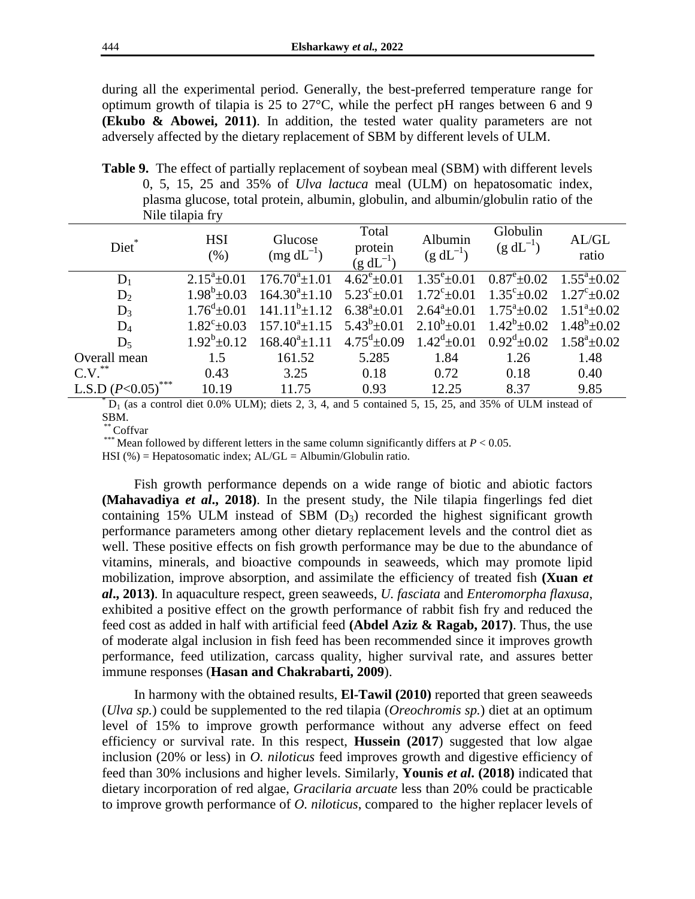during all the experimental period. Generally, the best-preferred temperature range for optimum growth of tilapia is 25 to 27°C, while the perfect pH ranges between 6 and 9 **(Ekubo & Abowei, 2011)**. In addition, the tested water quality parameters are not adversely affected by the dietary replacement of SBM by different levels of ULM.

**Table 9.** The effect of partially replacement of soybean meal (SBM) with different levels 0, 5, 15, 25 and 35% of *Ulva lactuca* meal (ULM) on hepatosomatic index, plasma glucose, total protein, albumin, globulin, and albumin/globulin ratio of the Nile tilapia fry

| Diet* | HSI (%) | Glucose (mg $dL^{-1}$) | Total protein (g $dL^{-1}$) | Albumin (g $dL^{-1}$) | Globulin (g $dL^{-1}$) | AL/GL ratio |
|---|---|---|---|---|---|---|
| $D_1$ | $2.15^a$±0.01 | $176.70^a$±1.01 | $4.62^e$±0.01 | $1.35^e$±0.01 | $0.87^e$±0.02 | $1.55^a$±0.02 |
| $D_2$ | $1.98^b$±0.03 | $164.30^a$±1.10 | $5.23^c$±0.01 | $1.72^c$±0.01 | $1.35^c$±0.02 | $1.27^c$±0.02 |
| $D_3$ | $1.76^d$±0.01 | $141.11^b$±1.12 | $6.38^a$±0.01 | $2.64^a$±0.01 | $1.75^a$±0.02 | $1.51^a$±0.02 |
| $D_4$ | $1.82^c$±0.03 | $157.10^a$±1.15 | $5.43^b$±0.01 | $2.10^b$±0.01 | $1.42^b$±0.02 | $1.48^b$±0.02 |
| $D_5$ | $1.92^b$±0.12 | $168.40^a$±1.11 | $4.75^d$±0.09 | $1.42^d$±0.01 | $0.92^d$±0.02 | $1.58^a$±0.02 |
| Overall mean | 1.5 | 161.52 | 5.285 | 1.84 | 1.26 | 1.48 |
| C.V.** | 0.43 | 3.25 | 0.18 | 0.72 | 0.18 | 0.40 |
| L.S.D ($P$<0.05)*** | 10.19 | 11.75 | 0.93 | 12.25 | 8.37 | 9.85 |

* $D_1$ (as a control diet 0.0% ULM); diets 2, 3, 4, and 5 contained 5, 15, 25, and 35% of ULM instead of SBM.

** Coffvar

*** Mean followed by different letters in the same column significantly differs at $P$ < 0.05.

HSI (%) = Hepatosomatic index; AL/GL = Albumin/Globulin ratio.

Fish growth performance depends on a wide range of biotic and abiotic factors **(Mahavadiya *et al*., 2018)**. In the present study, the Nile tilapia fingerlings fed diet containing 15% ULM instead of SBM ($D_3$) recorded the highest significant growth performance parameters among other dietary replacement levels and the control diet as well. These positive effects on fish growth performance may be due to the abundance of vitamins, minerals, and bioactive compounds in seaweeds, which may promote lipid mobilization, improve absorption, and assimilate the efficiency of treated fish **(Xuan *et al*., 2013)**. In aquaculture respect, green seaweeds, *U. fasciata* and *Enteromorpha flaxusa*, exhibited a positive effect on the growth performance of rabbit fish fry and reduced the feed cost as added in half with artificial feed **(Abdel Aziz & Ragab, 2017)**. Thus, the use of moderate algal inclusion in fish feed has been recommended since it improves growth performance, feed utilization, carcass quality, higher survival rate, and assures better immune responses (**Hasan and Chakrabarti, 2009**).

In harmony with the obtained results, **El-Tawil (2010)** reported that green seaweeds (*Ulva sp.*) could be supplemented to the red tilapia (*Oreochromis sp.*) diet at an optimum level of 15% to improve growth performance without any adverse effect on feed efficiency or survival rate. In this respect, **Hussein (2017**) suggested that low algae inclusion (20% or less) in *O. niloticus* feed improves growth and digestive efficiency of feed than 30% inclusions and higher levels. Similarly, **Younis *et al*. (2018)** indicated that dietary incorporation of red algae, *Gracilaria arcuate* less than 20% could be practicable to improve growth performance of *O. niloticus*, compared to the higher replacer levels of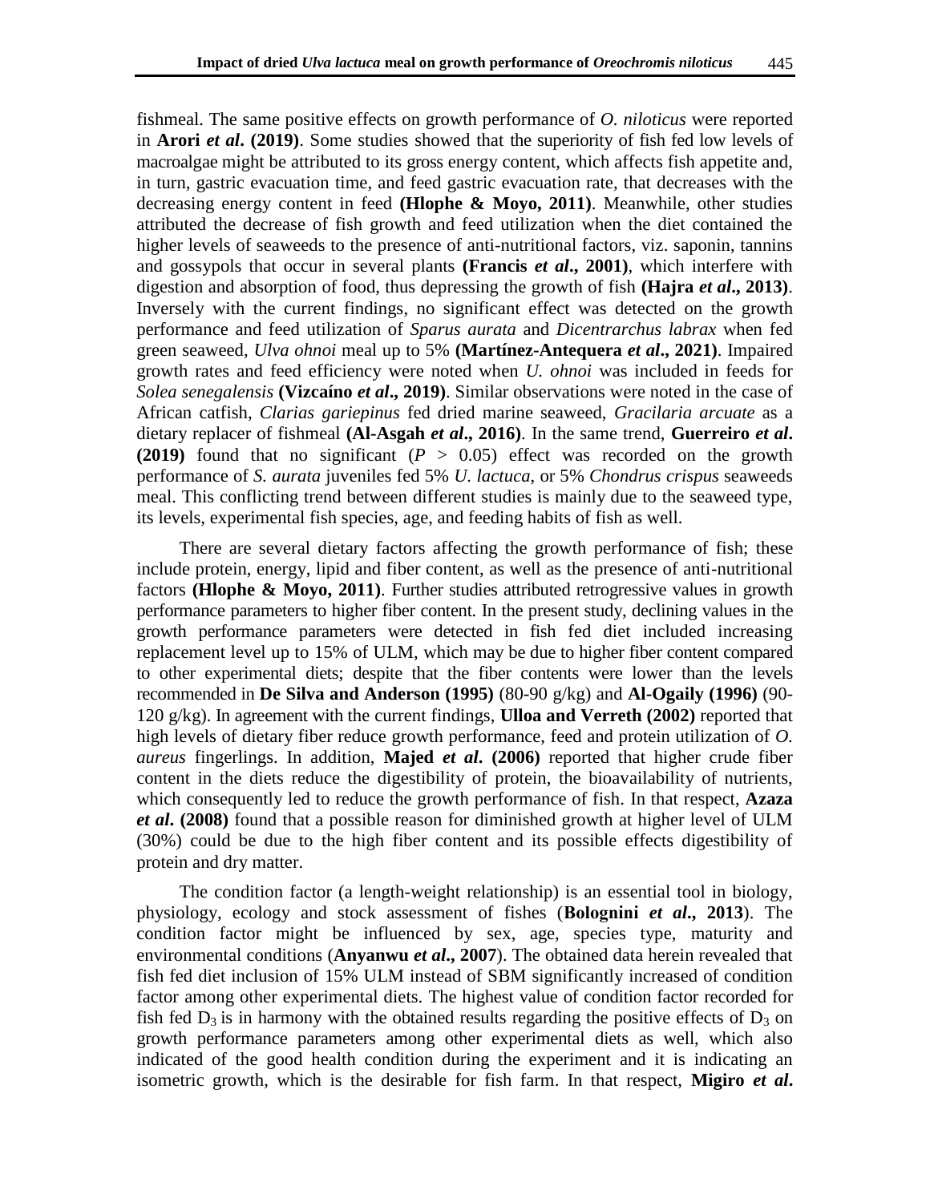fishmeal. The same positive effects on growth performance of *O. niloticus* were reported in **Arori *et al*. (2019)**. Some studies showed that the superiority of fish fed low levels of macroalgae might be attributed to its gross energy content, which affects fish appetite and, in turn, gastric evacuation time, and feed gastric evacuation rate, that decreases with the decreasing energy content in feed **(Hlophe & Moyo, 2011)**. Meanwhile, other studies attributed the decrease of fish growth and feed utilization when the diet contained the higher levels of seaweeds to the presence of anti-nutritional factors, viz. saponin, tannins and gossypols that occur in several plants **(Francis *et al*., 2001)**, which interfere with digestion and absorption of food, thus depressing the growth of fish **(Hajra *et al*., 2013)**. Inversely with the current findings, no significant effect was detected on the growth performance and feed utilization of *Sparus aurata* and *Dicentrarchus labrax* when fed green seaweed, *Ulva ohnoi* meal up to 5% **(Martínez-Antequera *et al*., 2021)**. Impaired growth rates and feed efficiency were noted when *U. ohnoi* was included in feeds for *Solea senegalensis* **(Vizcaíno *et al*., 2019)**. Similar observations were noted in the case of African catfish, *Clarias gariepinus* fed dried marine seaweed, *Gracilaria arcuate* as a dietary replacer of fishmeal **(Al-Asgah *et al*., 2016)**. In the same trend, **Guerreiro *et al*. (2019)** found that no significant ($P > 0.05$) effect was recorded on the growth performance of *S. aurata* juveniles fed 5% *U. lactuca*, or 5% *Chondrus crispus* seaweeds meal. This conflicting trend between different studies is mainly due to the seaweed type, its levels, experimental fish species, age, and feeding habits of fish as well.

There are several dietary factors affecting the growth performance of fish; these include protein, energy, lipid and fiber content, as well as the presence of anti-nutritional factors **(Hlophe & Moyo, 2011)**. Further studies attributed retrogressive values in growth performance parameters to higher fiber content. In the present study, declining values in the growth performance parameters were detected in fish fed diet included increasing replacement level up to 15% of ULM, which may be due to higher fiber content compared to other experimental diets; despite that the fiber contents were lower than the levels recommended in **De Silva and Anderson (1995)** (80-90 g/kg) and **Al-Ogaily (1996)** (90-120 g/kg). In agreement with the current findings, **Ulloa and Verreth (2002)** reported that high levels of dietary fiber reduce growth performance, feed and protein utilization of *O. aureus* fingerlings. In addition, **Majed *et al*. (2006)** reported that higher crude fiber content in the diets reduce the digestibility of protein, the bioavailability of nutrients, which consequently led to reduce the growth performance of fish. In that respect, **Azaza *et al*. (2008)** found that a possible reason for diminished growth at higher level of ULM (30%) could be due to the high fiber content and its possible effects digestibility of protein and dry matter.

The condition factor (a length-weight relationship) is an essential tool in biology, physiology, ecology and stock assessment of fishes (**Bolognini *et al*., 2013**). The condition factor might be influenced by sex, age, species type, maturity and environmental conditions (**Anyanwu *et al*., 2007**). The obtained data herein revealed that fish fed diet inclusion of 15% ULM instead of SBM significantly increased of condition factor among other experimental diets. The highest value of condition factor recorded for fish fed $D_3$ is in harmony with the obtained results regarding the positive effects of $D_3$ on growth performance parameters among other experimental diets as well, which also indicated of the good health condition during the experiment and it is indicating an isometric growth, which is the desirable for fish farm. In that respect, **Migiro *et al*.**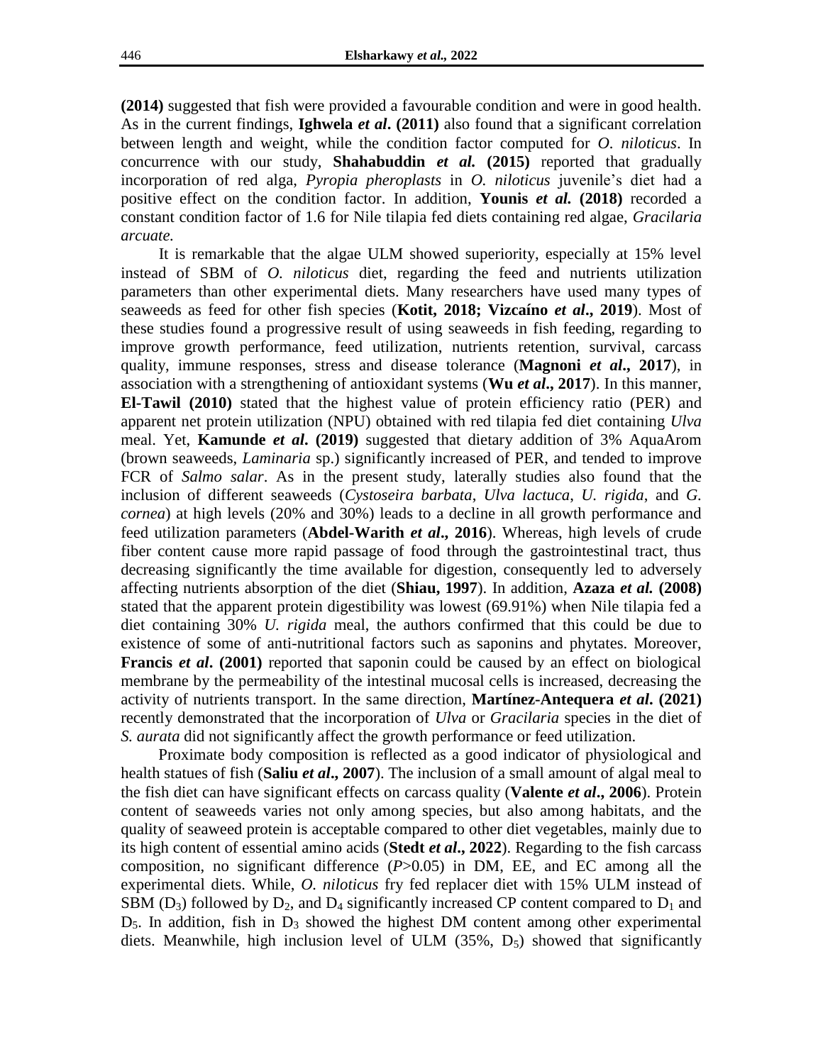**(2014)** suggested that fish were provided a favourable condition and were in good health. As in the current findings, **Ighwela *et al*. (2011)** also found that a significant correlation between length and weight, while the condition factor computed for *O. niloticus*. In concurrence with our study, **Shahabuddin *et al.* (2015)** reported that gradually incorporation of red alga, *Pyropia pheroplasts* in *O. niloticus* juvenile's diet had a positive effect on the condition factor. In addition, **Younis *et al.* (2018)** recorded a constant condition factor of 1.6 for Nile tilapia fed diets containing red algae, *Gracilaria arcuate*.

It is remarkable that the algae ULM showed superiority, especially at 15% level instead of SBM of *O. niloticus* diet, regarding the feed and nutrients utilization parameters than other experimental diets. Many researchers have used many types of seaweeds as feed for other fish species (**Kotit, 2018; Vizcaíno *et al*., 2019**). Most of these studies found a progressive result of using seaweeds in fish feeding, regarding to improve growth performance, feed utilization, nutrients retention, survival, carcass quality, immune responses, stress and disease tolerance (**Magnoni *et al*., 2017**), in association with a strengthening of antioxidant systems (**Wu *et al*., 2017**). In this manner, **El-Tawil (2010)** stated that the highest value of protein efficiency ratio (PER) and apparent net protein utilization (NPU) obtained with red tilapia fed diet containing *Ulva* meal. Yet, **Kamunde *et al*. (2019)** suggested that dietary addition of 3% AquaArom (brown seaweeds, *Laminaria* sp.) significantly increased of PER, and tended to improve FCR of *Salmo salar*. As in the present study, laterally studies also found that the inclusion of different seaweeds (*Cystoseira barbata*, *Ulva lactuca*, *U. rigida*, and *G. cornea*) at high levels (20% and 30%) leads to a decline in all growth performance and feed utilization parameters (**Abdel-Warith *et al*., 2016**). Whereas, high levels of crude fiber content cause more rapid passage of food through the gastrointestinal tract, thus decreasing significantly the time available for digestion, consequently led to adversely affecting nutrients absorption of the diet (**Shiau, 1997**). In addition, **Azaza *et al.* (2008)** stated that the apparent protein digestibility was lowest (69.91%) when Nile tilapia fed a diet containing 30% *U. rigida* meal, the authors confirmed that this could be due to existence of some of anti-nutritional factors such as saponins and phytates. Moreover, **Francis *et al*. (2001)** reported that saponin could be caused by an effect on biological membrane by the permeability of the intestinal mucosal cells is increased, decreasing the activity of nutrients transport. In the same direction, **Martínez-Antequera *et al*. (2021)** recently demonstrated that the incorporation of *Ulva* or *Gracilaria* species in the diet of *S. aurata* did not significantly affect the growth performance or feed utilization.

Proximate body composition is reflected as a good indicator of physiological and health statues of fish (**Saliu *et al*., 2007**). The inclusion of a small amount of algal meal to the fish diet can have significant effects on carcass quality (**Valente *et al*., 2006**). Protein content of seaweeds varies not only among species, but also among habitats, and the quality of seaweed protein is acceptable compared to other diet vegetables, mainly due to its high content of essential amino acids (**Stedt *et al*., 2022**). Regarding to the fish carcass composition, no significant difference ($P$>0.05) in DM, EE, and EC among all the experimental diets. While, *O. niloticus* fry fed replacer diet with 15% ULM instead of SBM ($D_3$) followed by $D_2$, and $D_4$ significantly increased CP content compared to $D_1$ and $D_5$. In addition, fish in $D_3$ showed the highest DM content among other experimental diets. Meanwhile, high inclusion level of ULM (35%, $D_5$) showed that significantly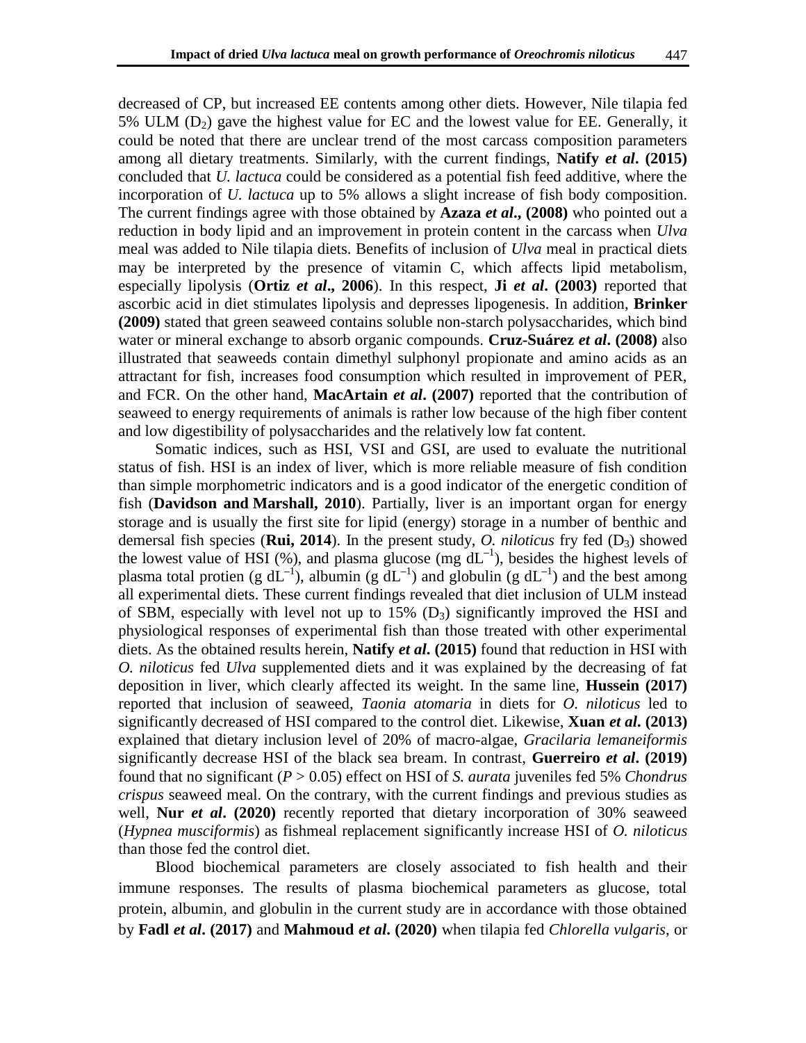decreased of CP, but increased EE contents among other diets. However, Nile tilapia fed 5% ULM ($D_2$) gave the highest value for EC and the lowest value for EE. Generally, it could be noted that there are unclear trend of the most carcass composition parameters among all dietary treatments. Similarly, with the current findings, **Natify *et al*. (2015)** concluded that *U. lactuca* could be considered as a potential fish feed additive, where the incorporation of *U. lactuca* up to 5% allows a slight increase of fish body composition. The current findings agree with those obtained by **Azaza *et al*., (2008)** who pointed out a reduction in body lipid and an improvement in protein content in the carcass when *Ulva* meal was added to Nile tilapia diets. Benefits of inclusion of *Ulva* meal in practical diets may be interpreted by the presence of vitamin C, which affects lipid metabolism, especially lipolysis (**Ortiz *et al*., 2006**). In this respect, **Ji *et al*. (2003)** reported that ascorbic acid in diet stimulates lipolysis and depresses lipogenesis. In addition, **Brinker (2009)** stated that green seaweed contains soluble non-starch polysaccharides, which bind water or mineral exchange to absorb organic compounds. **Cruz-Suárez *et al*. (2008)** also illustrated that seaweeds contain dimethyl sulphonyl propionate and amino acids as an attractant for fish, increases food consumption which resulted in improvement of PER, and FCR. On the other hand, **MacArtain *et al*. (2007)** reported that the contribution of seaweed to energy requirements of animals is rather low because of the high fiber content and low digestibility of polysaccharides and the relatively low fat content.

Somatic indices, such as HSI, VSI and GSI, are used to evaluate the nutritional status of fish. HSI is an index of liver, which is more reliable measure of fish condition than simple morphometric indicators and is a good indicator of the energetic condition of fish (**Davidson and Marshall, 2010**). Partially, liver is an important organ for energy storage and is usually the first site for lipid (energy) storage in a number of benthic and demersal fish species (**Rui, 2014**). In the present study, *O. niloticus* fry fed ($D_3$) showed the lowest value of HSI (%), and plasma glucose (mg $dL^{-1}$), besides the highest levels of plasma total protien (g $dL^{-1}$), albumin (g $dL^{-1}$) and globulin (g $dL^{-1}$) and the best among all experimental diets. These current findings revealed that diet inclusion of ULM instead of SBM, especially with level not up to 15% ($D_3$) significantly improved the HSI and physiological responses of experimental fish than those treated with other experimental diets. As the obtained results herein, **Natify *et al*. (2015)** found that reduction in HSI with *O. niloticus* fed *Ulva* supplemented diets and it was explained by the decreasing of fat deposition in liver, which clearly affected its weight. In the same line, **Hussein (2017)** reported that inclusion of seaweed, *Taonia atomaria* in diets for *O. niloticus* led to significantly decreased of HSI compared to the control diet. Likewise, **Xuan *et al*. (2013)** explained that dietary inclusion level of 20% of macro-algae, *Gracilaria lemaneiformis* significantly decrease HSI of the black sea bream. In contrast, **Guerreiro *et al*. (2019)** found that no significant ($P > 0.05$) effect on HSI of *S. aurata* juveniles fed 5% *Chondrus crispus* seaweed meal. On the contrary, with the current findings and previous studies as well, **Nur *et al*. (2020)** recently reported that dietary incorporation of 30% seaweed (*Hypnea musciformis*) as fishmeal replacement significantly increase HSI of *O. niloticus* than those fed the control diet.

Blood biochemical parameters are closely associated to fish health and their immune responses. The results of plasma biochemical parameters as glucose, total protein, albumin, and globulin in the current study are in accordance with those obtained by **Fadl *et al*. (2017)** and **Mahmoud *et al*. (2020)** when tilapia fed *Chlorella vulgaris*, or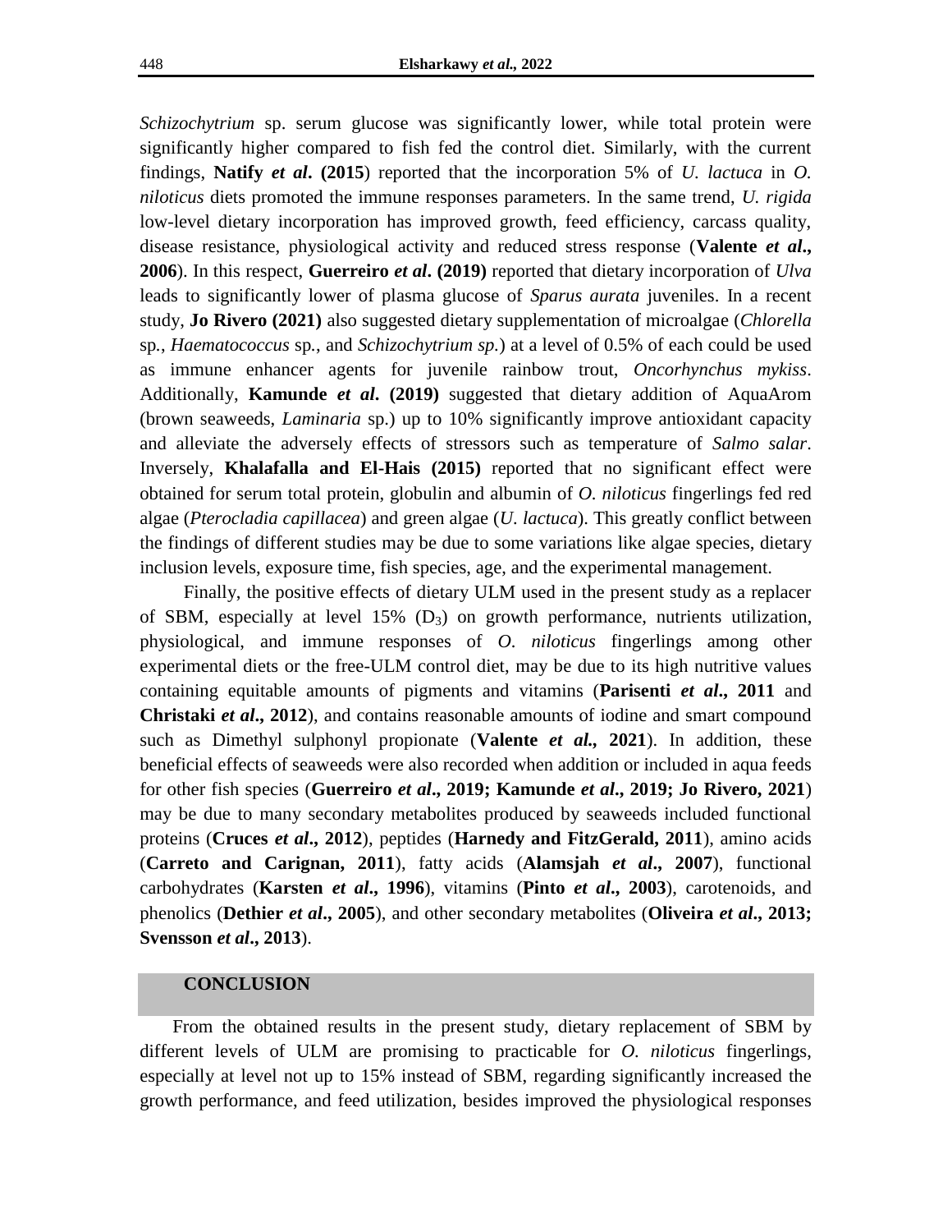*Schizochytrium* sp. serum glucose was significantly lower, while total protein were significantly higher compared to fish fed the control diet. Similarly, with the current findings, **Natify *et al*. (2015**) reported that the incorporation 5% of *U. lactuca* in *O. niloticus* diets promoted the immune responses parameters. In the same trend, *U. rigida* low-level dietary incorporation has improved growth, feed efficiency, carcass quality, disease resistance, physiological activity and reduced stress response (**Valente *et al*., 2006**). In this respect, **Guerreiro *et al*. (2019)** reported that dietary incorporation of *Ulva* leads to significantly lower of plasma glucose of *Sparus aurata* juveniles. In a recent study, **Jo Rivero (2021)** also suggested dietary supplementation of microalgae (*Chlorella* sp., *Haematococcus* sp., and *Schizochytrium sp.*) at a level of 0.5% of each could be used as immune enhancer agents for juvenile rainbow trout, *Oncorhynchus mykiss*. Additionally, **Kamunde *et al*. (2019)** suggested that dietary addition of AquaArom (brown seaweeds, *Laminaria* sp.) up to 10% significantly improve antioxidant capacity and alleviate the adversely effects of stressors such as temperature of *Salmo salar*. Inversely, **Khalafalla and El-Hais (2015)** reported that no significant effect were obtained for serum total protein, globulin and albumin of *O. niloticus* fingerlings fed red algae (*Pterocladia capillacea*) and green algae (*U. lactuca*). This greatly conflict between the findings of different studies may be due to some variations like algae species, dietary inclusion levels, exposure time, fish species, age, and the experimental management.

Finally, the positive effects of dietary ULM used in the present study as a replacer of SBM, especially at level 15% ($D_3$) on growth performance, nutrients utilization, physiological, and immune responses of *O. niloticus* fingerlings among other experimental diets or the free-ULM control diet, may be due to its high nutritive values containing equitable amounts of pigments and vitamins (**Parisenti *et al*., 2011** and **Christaki *et al*., 2012**), and contains reasonable amounts of iodine and smart compound such as Dimethyl sulphonyl propionate (**Valente *et al.*, 2021**). In addition, these beneficial effects of seaweeds were also recorded when addition or included in aqua feeds for other fish species (**Guerreiro *et al*., 2019; Kamunde *et al*., 2019; Jo Rivero, 2021**) may be due to many secondary metabolites produced by seaweeds included functional proteins (**Cruces *et al*., 2012**), peptides (**Harnedy and FitzGerald, 2011**), amino acids (**Carreto and Carignan, 2011**), fatty acids (**Alamsjah *et al*., 2007**), functional carbohydrates (**Karsten *et al*., 1996**), vitamins (**Pinto *et al*., 2003**), carotenoids, and phenolics (**Dethier *et al*., 2005**), and other secondary metabolites (**Oliveira *et al*., 2013; Svensson *et al*., 2013**).

## CONCLUSION

From the obtained results in the present study, dietary replacement of SBM by different levels of ULM are promising to practicable for *O. niloticus* fingerlings, especially at level not up to 15% instead of SBM, regarding significantly increased the growth performance, and feed utilization, besides improved the physiological responses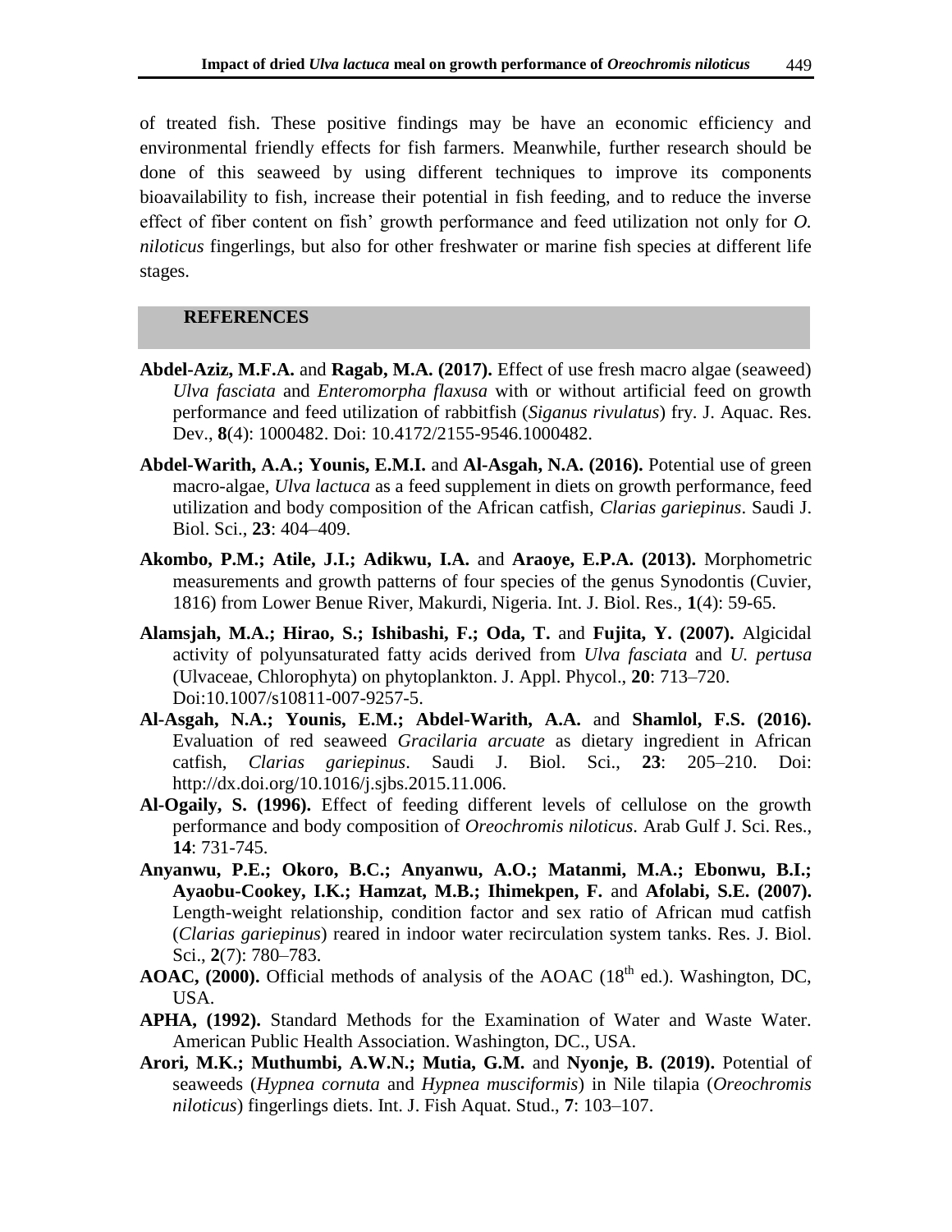of treated fish. These positive findings may be have an economic efficiency and environmental friendly effects for fish farmers. Meanwhile, further research should be done of this seaweed by using different techniques to improve its components bioavailability to fish, increase their potential in fish feeding, and to reduce the inverse effect of fiber content on fish' growth performance and feed utilization not only for *O. niloticus* fingerlings, but also for other freshwater or marine fish species at different life stages.

## REFERENCES

**Abdel-Aziz, M.F.A.** and **Ragab, M.A. (2017).** Effect of use fresh macro algae (seaweed) *Ulva fasciata* and *Enteromorpha flaxusa* with or without artificial feed on growth performance and feed utilization of rabbitfish (*Siganus rivulatus*) fry. J. Aquac. Res. Dev., **8**(4): 1000482. Doi: 10.4172/2155-9546.1000482.

**Abdel-Warith, A.A.; Younis, E.M.I.** and **Al-Asgah, N.A. (2016).** Potential use of green macro-algae, *Ulva lactuca* as a feed supplement in diets on growth performance, feed utilization and body composition of the African catfish, *Clarias gariepinus*. Saudi J. Biol. Sci., **23**: 404–409.

**Akombo, P.M.; Atile, J.I.; Adikwu, I.A.** and **Araoye, E.P.A. (2013).** Morphometric measurements and growth patterns of four species of the genus Synodontis (Cuvier, 1816) from Lower Benue River, Makurdi, Nigeria. Int. J. Biol. Res., **1**(4): 59-65.

**Alamsjah, M.A.; Hirao, S.; Ishibashi, F.; Oda, T.** and **Fujita, Y. (2007).** Algicidal activity of polyunsaturated fatty acids derived from *Ulva fasciata* and *U. pertusa* (Ulvaceae, Chlorophyta) on phytoplankton. J. Appl. Phycol., **20**: 713–720. Doi:10.1007/s10811-007-9257-5.

**Al-Asgah, N.A.; Younis, E.M.; Abdel-Warith, A.A.** and **Shamlol, F.S. (2016).** Evaluation of red seaweed *Gracilaria arcuate* as dietary ingredient in African catfish, *Clarias gariepinus*. Saudi J. Biol. Sci., **23**: 205–210. Doi: http://dx.doi.org/10.1016/j.sjbs.2015.11.006.

**Al-Ogaily, S. (1996).** Effect of feeding different levels of cellulose on the growth performance and body composition of *Oreochromis niloticus*. Arab Gulf J. Sci. Res., **14**: 731-745.

**Anyanwu, P.E.; Okoro, B.C.; Anyanwu, A.O.; Matanmi, M.A.; Ebonwu, B.I.; Ayaobu-Cookey, I.K.; Hamzat, M.B.; Ihimekpen, F.** and **Afolabi, S.E. (2007).** Length-weight relationship, condition factor and sex ratio of African mud catfish (*Clarias gariepinus*) reared in indoor water recirculation system tanks. Res. J. Biol. Sci., **2**(7): 780–783.

**AOAC, (2000).** Official methods of analysis of the AOAC (18$^{th}$ ed.). Washington, DC, USA.

**APHA, (1992).** Standard Methods for the Examination of Water and Waste Water. American Public Health Association. Washington, DC., USA.

**Arori, M.K.; Muthumbi, A.W.N.; Mutia, G.M.** and **Nyonje, B. (2019).** Potential of seaweeds (*Hypnea cornuta* and *Hypnea musciformis*) in Nile tilapia (*Oreochromis niloticus*) fingerlings diets. Int. J. Fish Aquat. Stud., **7**: 103–107.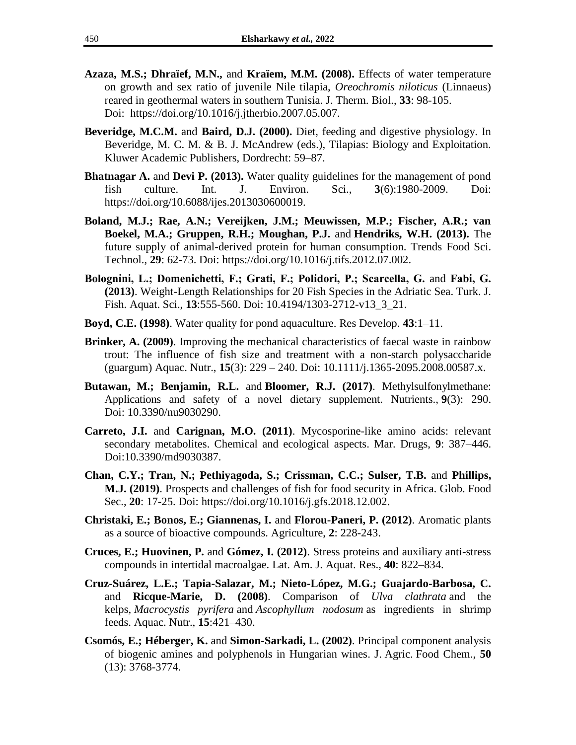**Azaza, M.S.; Dhraïef, M.N.,** and **Kraïem, M.M. (2008).** Effects of water temperature on growth and sex ratio of juvenile Nile tilapia, *Oreochromis niloticus* (Linnaeus) reared in geothermal waters in southern Tunisia. J. Therm. Biol., **33**: 98-105. Doi: https://doi.org/10.1016/j.jtherbio.2007.05.007.

**Beveridge, M.C.M.** and **Baird, D.J. (2000).** Diet, feeding and digestive physiology. In Beveridge, M. C. M. & B. J. McAndrew (eds.), Tilapias: Biology and Exploitation. Kluwer Academic Publishers, Dordrecht: 59–87.

**Bhatnagar A.** and **Devi P. (2013).** Water quality guidelines for the management of pond fish culture. Int. J. Environ. Sci., **3**(6):1980-2009. Doi: https://doi.org/10.6088/ijes.2013030600019.

**Boland, M.J.; Rae, A.N.; Vereijken, J.M.; Meuwissen, M.P.; Fischer, A.R.; van Boekel, M.A.; Gruppen, R.H.; Moughan, P.J.** and **Hendriks, W.H. (2013).** The future supply of animal-derived protein for human consumption. Trends Food Sci. Technol., **29**: 62-73. Doi: https://doi.org/10.1016/j.tifs.2012.07.002.

**Bolognini, L.; Domenichetti, F.; Grati, F.; Polidori, P.; Scarcella, G.** and **Fabi, G. (2013)**. Weight-Length Relationships for 20 Fish Species in the Adriatic Sea. Turk. J. Fish. Aquat. Sci., **13**:555-560. Doi: 10.4194/1303-2712-v13_3_21.

**Boyd, C.E. (1998)**. Water quality for pond aquaculture. Res Develop. **43**:1–11.

**Brinker, A. (2009)**. Improving the mechanical characteristics of faecal waste in rainbow trout: The influence of fish size and treatment with a non-starch polysaccharide (guargum) Aquac. Nutr., **15**(3): 229 – 240. Doi: 10.1111/j.1365-2095.2008.00587.x.

**Butawan, M.; Benjamin, R.L.** and **Bloomer, R.J. (2017)**. Methylsulfonylmethane: Applications and safety of a novel dietary supplement. Nutrients., **9**(3): 290. Doi: 10.3390/nu9030290.

**Carreto, J.I.** and **Carignan, M.O. (2011)**. Mycosporine-like amino acids: relevant secondary metabolites. Chemical and ecological aspects. Mar. Drugs, **9**: 387–446. Doi:10.3390/md9030387.

**Chan, C.Y.; Tran, N.; Pethiyagoda, S.; Crissman, C.C.; Sulser, T.B.** and **Phillips, M.J. (2019)**. Prospects and challenges of fish for food security in Africa. Glob. Food Sec., **20**: 17-25. Doi: https://doi.org/10.1016/j.gfs.2018.12.002.

**Christaki, E.; Bonos, E.; Giannenas, I.** and **Florou-Paneri, P. (2012)**. Aromatic plants as a source of bioactive compounds. Agriculture, **2**: 228-243.

**Cruces, E.; Huovinen, P.** and **Gómez, I. (2012)**. Stress proteins and auxiliary anti-stress compounds in intertidal macroalgae. Lat. Am. J. Aquat. Res., **40**: 822–834.

**Cruz-Suárez, L.E.; Tapia-Salazar, M.; Nieto-López, M.G.; Guajardo-Barbosa, C.** and **Ricque-Marie, D. (2008)**. Comparison of *Ulva clathrata* and the kelps, *Macrocystis pyrifera* and *Ascophyllum nodosum* as ingredients in shrimp feeds. Aquac. Nutr., **15**:421–430.

**Csomós, E.; Héberger, K.** and **Simon-Sarkadi, L. (2002)**. Principal component analysis of biogenic amines and polyphenols in Hungarian wines. J. Agric. Food Chem., **50** (13): 3768-3774.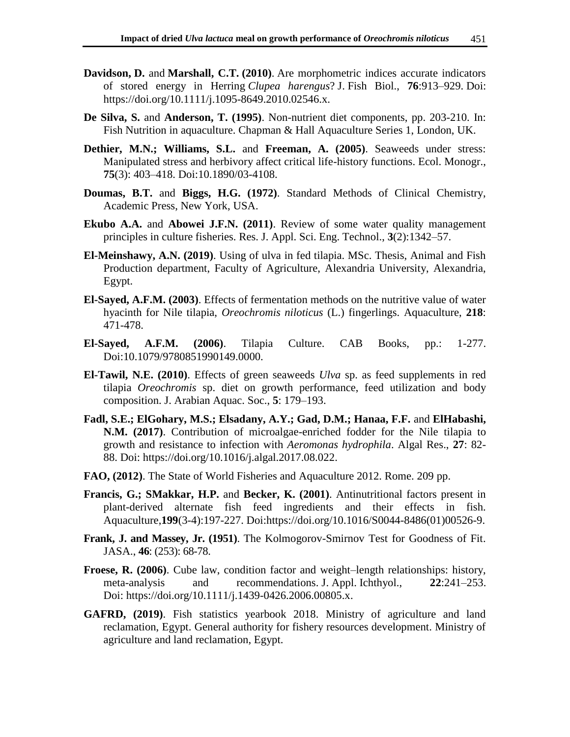**Davidson, D.** and **Marshall, C.T. (2010)**. Are morphometric indices accurate indicators of stored energy in Herring *Clupea harengus*? J. Fish Biol., **76**:913–929. Doi: https://doi.org/10.1111/j.1095-8649.2010.02546.x.

**De Silva, S.** and **Anderson, T. (1995)**. Non-nutrient diet components, pp. 203-210. In: Fish Nutrition in aquaculture. Chapman & Hall Aquaculture Series 1, London, UK.

**Dethier, M.N.; Williams, S.L.** and **Freeman, A. (2005)**. Seaweeds under stress: Manipulated stress and herbivory affect critical life-history functions. Ecol. Monogr., **75**(3): 403–418. Doi:10.1890/03-4108.

**Doumas, B.T.** and **Biggs, H.G. (1972)**. Standard Methods of Clinical Chemistry, Academic Press, New York, USA.

**Ekubo A.A.** and **Abowei J.F.N. (2011)**. Review of some water quality management principles in culture fisheries. Res. J. Appl. Sci. Eng. Technol., **3**(2):1342–57.

**El-Meinshawy, A.N. (2019)**. Using of ulva in fed tilapia. MSc. Thesis, Animal and Fish Production department, Faculty of Agriculture, Alexandria University, Alexandria, Egypt.

**El-Sayed, A.F.M. (2003)**. Effects of fermentation methods on the nutritive value of water hyacinth for Nile tilapia, *Oreochromis niloticus* (L.) fingerlings. Aquaculture, **218**: 471-478.

**El-Sayed, A.F.M. (2006)**. Tilapia Culture. CAB Books, pp.: 1-277. Doi:10.1079/9780851990149.0000.

**El-Tawil, N.E. (2010)**. Effects of green seaweeds *Ulva* sp. as feed supplements in red tilapia *Oreochromis* sp. diet on growth performance, feed utilization and body composition. J. Arabian Aquac. Soc., **5**: 179–193.

**Fadl, S.E.; ElGohary, M.S.; Elsadany, A.Y.; Gad, D.M.; Hanaa, F.F.** and **ElHabashi, N.M. (2017)**. Contribution of microalgae-enriched fodder for the Nile tilapia to growth and resistance to infection with *Aeromonas hydrophila*. Algal Res., **27**: 82-88. Doi: https://doi.org/10.1016/j.algal.2017.08.022.

**FAO, (2012)**. The State of World Fisheries and Aquaculture 2012. Rome. 209 pp.

**Francis, G.; SMakkar, H.P.** and **Becker, K. (2001)**. Antinutritional factors present in plant-derived alternate fish feed ingredients and their effects in fish. Aquaculture,**199**(3-4):197-227. Doi:https://doi.org/10.1016/S0044-8486(01)00526-9.

**Frank, J. and Massey, Jr. (1951)**. The Kolmogorov-Smirnov Test for Goodness of Fit. JASA., **46**: (253): 68-78.

**Froese, R. (2006)**. Cube law, condition factor and weight–length relationships: history, meta-analysis and recommendations. J. Appl. Ichthyol., **22**:241–253. Doi: https://doi.org/10.1111/j.1439-0426.2006.00805.x.

**GAFRD, (2019)**. Fish statistics yearbook 2018. Ministry of agriculture and land reclamation, Egypt. General authority for fishery resources development. Ministry of agriculture and land reclamation, Egypt.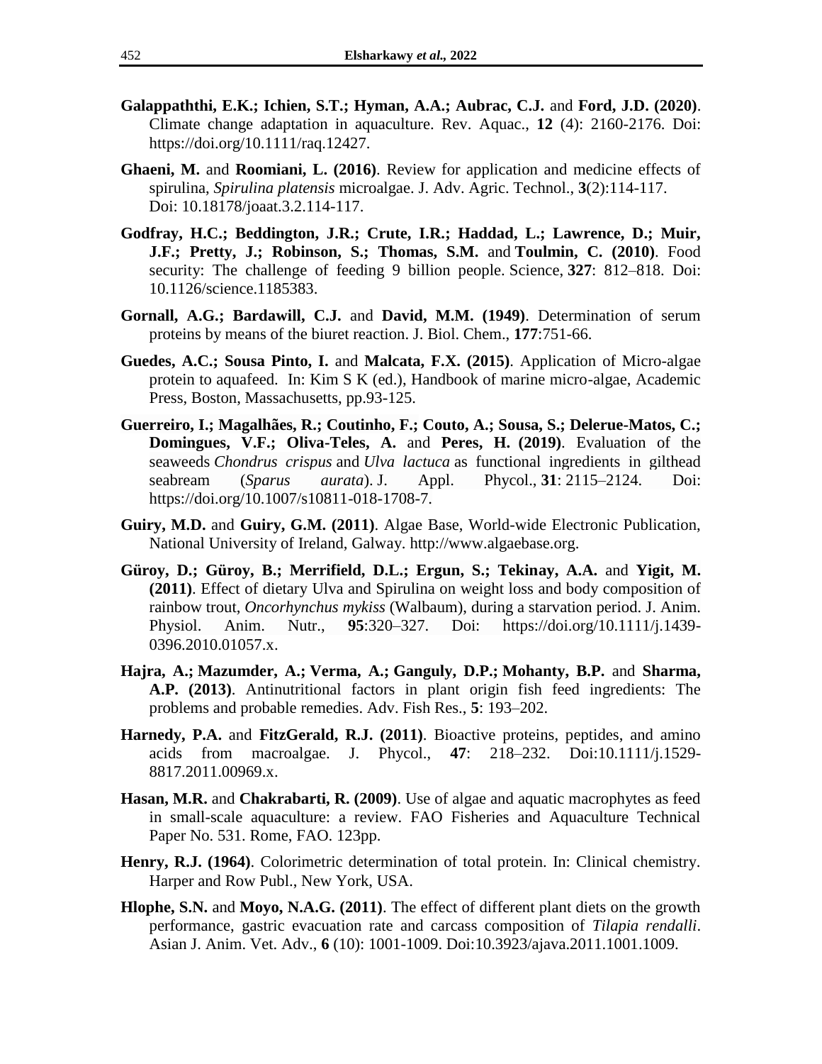**Galappaththi, E.K.; Ichien, S.T.; Hyman, A.A.; Aubrac, C.J.** and **Ford, J.D. (2020)**. Climate change adaptation in aquaculture. Rev. Aquac., **12** (4): 2160-2176. Doi: https://doi.org/10.1111/raq.12427.

**Ghaeni, M.** and **Roomiani, L. (2016)**. Review for application and medicine effects of spirulina, *Spirulina platensis* microalgae. J. Adv. Agric. Technol., **3**(2):114-117. Doi: 10.18178/joaat.3.2.114-117.

**Godfray, H.C.; Beddington, J.R.; Crute, I.R.; Haddad, L.; Lawrence, D.; Muir, J.F.; Pretty, J.; Robinson, S.; Thomas, S.M.** and **Toulmin, C. (2010)**. Food security: The challenge of feeding 9 billion people. Science, **327**: 812–818. Doi: 10.1126/science.1185383.

**Gornall, A.G.; Bardawill, C.J.** and **David, M.M. (1949)**. Determination of serum proteins by means of the biuret reaction. J. Biol. Chem., **177**:751-66.

**Guedes, A.C.; Sousa Pinto, I.** and **Malcata, F.X. (2015)**. Application of Micro-algae protein to aquafeed. In: Kim S K (ed.), Handbook of marine micro-algae, Academic Press, Boston, Massachusetts, pp.93-125.

**Guerreiro, I.; Magalhães, R.; Coutinho, F.; Couto, A.; Sousa, S.; Delerue-Matos, C.; Domingues, V.F.; Oliva-Teles, A.** and **Peres, H. (2019)**. Evaluation of the seaweeds *Chondrus crispus* and *Ulva lactuca* as functional ingredients in gilthead seabream (*Sparus aurata*). J. Appl. Phycol., **31**: 2115–2124. Doi: https://doi.org/10.1007/s10811-018-1708-7.

**Guiry, M.D.** and **Guiry, G.M. (2011)**. Algae Base, World-wide Electronic Publication, National University of Ireland, Galway. http://www.algaebase.org.

**Güroy, D.; Güroy, B.; Merrifield, D.L.; Ergun, S.; Tekinay, A.A.** and **Yigit, M. (2011)**. Effect of dietary Ulva and Spirulina on weight loss and body composition of rainbow trout, *Oncorhynchus mykiss* (Walbaum), during a starvation period. J. Anim. Physiol. Anim. Nutr., **95**:320–327. Doi: https://doi.org/10.1111/j.1439-0396.2010.01057.x.

**Hajra, A.; Mazumder, A.; Verma, A.; Ganguly, D.P.; Mohanty, B.P.** and **Sharma, A.P. (2013)**. Antinutritional factors in plant origin fish feed ingredients: The problems and probable remedies. Adv. Fish Res., **5**: 193–202.

**Harnedy, P.A.** and **FitzGerald, R.J. (2011)**. Bioactive proteins, peptides, and amino acids from macroalgae. J. Phycol., **47**: 218–232. Doi:10.1111/j.1529-8817.2011.00969.x.

**Hasan, M.R.** and **Chakrabarti, R. (2009)**. Use of algae and aquatic macrophytes as feed in small-scale aquaculture: a review. FAO Fisheries and Aquaculture Technical Paper No. 531. Rome, FAO. 123pp.

**Henry, R.J. (1964)**. Colorimetric determination of total protein. In: Clinical chemistry. Harper and Row Publ., New York, USA.

**Hlophe, S.N.** and **Moyo, N.A.G. (2011)**. The effect of different plant diets on the growth performance, gastric evacuation rate and carcass composition of *Tilapia rendalli*. Asian J. Anim. Vet. Adv., **6** (10): 1001-1009. Doi:10.3923/ajava.2011.1001.1009.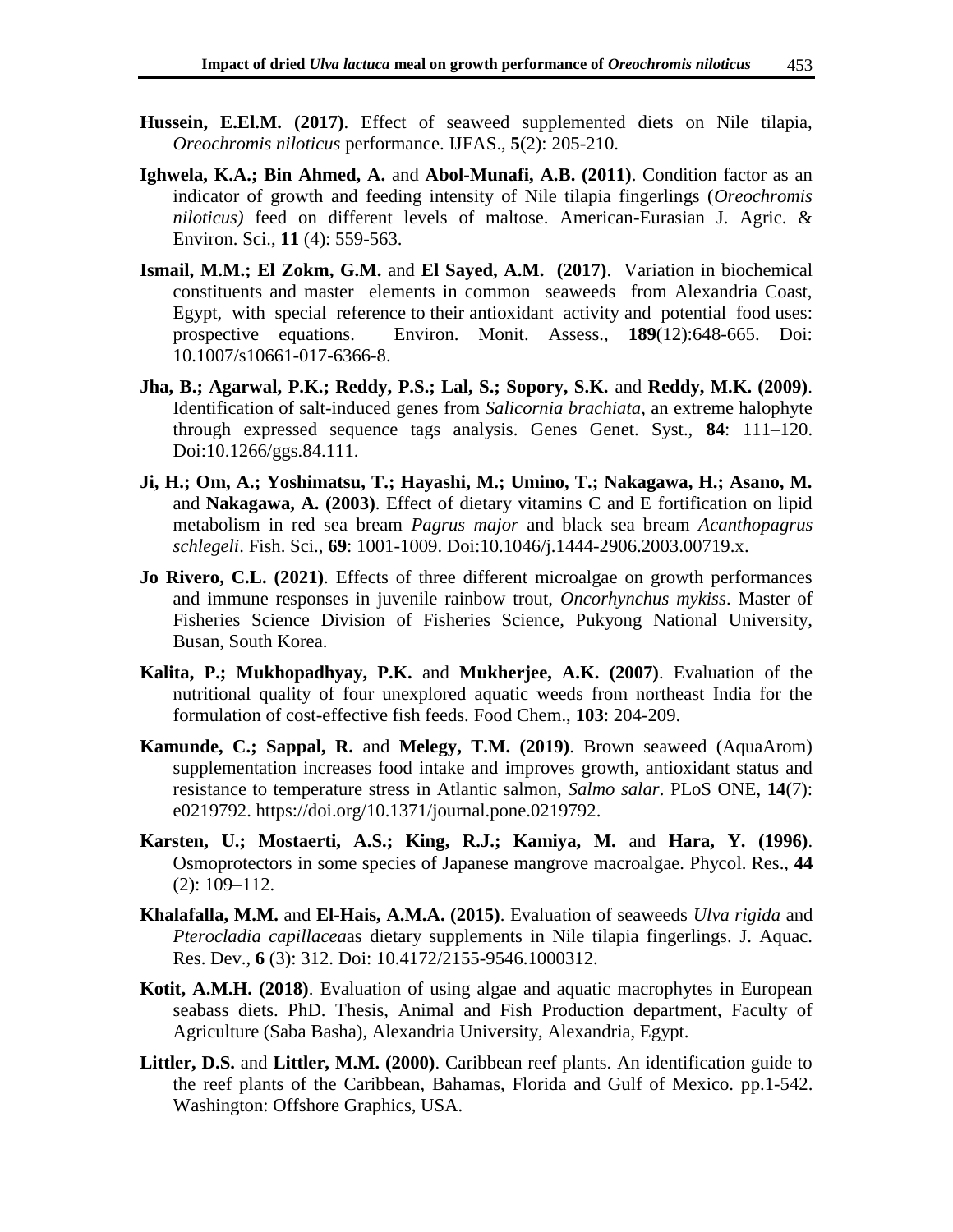**Hussein, E.El.M. (2017)**. Effect of seaweed supplemented diets on Nile tilapia, *Oreochromis niloticus* performance. IJFAS., **5**(2): 205-210.

**Ighwela, K.A.; Bin Ahmed, A.** and **Abol-Munafi, A.B. (2011)**. Condition factor as an indicator of growth and feeding intensity of Nile tilapia fingerlings (*Oreochromis niloticus)* feed on different levels of maltose. American-Eurasian J. Agric. & Environ. Sci., **11** (4): 559-563.

**Ismail, M.M.; El Zokm, G.M.** and **El Sayed, A.M. (2017)**. Variation in biochemical constituents and master elements in common seaweeds from Alexandria Coast, Egypt, with special reference to their antioxidant activity and potential food uses: prospective equations. Environ. Monit. Assess., **189**(12):648-665. Doi: 10.1007/s10661-017-6366-8.

**Jha, B.; Agarwal, P.K.; Reddy, P.S.; Lal, S.; Sopory, S.K.** and **Reddy, M.K. (2009)**. Identification of salt-induced genes from *Salicornia brachiata*, an extreme halophyte through expressed sequence tags analysis. Genes Genet. Syst., **84**: 111–120. Doi:10.1266/ggs.84.111.

**Ji, H.; Om, A.; Yoshimatsu, T.; Hayashi, M.; Umino, T.; Nakagawa, H.; Asano, M.** and **Nakagawa, A. (2003)**. Effect of dietary vitamins C and E fortification on lipid metabolism in red sea bream *Pagrus major* and black sea bream *Acanthopagrus schlegeli*. Fish. Sci., **69**: 1001-1009. Doi:10.1046/j.1444-2906.2003.00719.x.

**Jo Rivero, C.L. (2021)**. Effects of three different microalgae on growth performances and immune responses in juvenile rainbow trout, *Oncorhynchus mykiss*. Master of Fisheries Science Division of Fisheries Science, Pukyong National University, Busan, South Korea.

**Kalita, P.; Mukhopadhyay, P.K.** and **Mukherjee, A.K. (2007)**. Evaluation of the nutritional quality of four unexplored aquatic weeds from northeast India for the formulation of cost-effective fish feeds. Food Chem., **103**: 204-209.

**Kamunde, C.; Sappal, R.** and **Melegy, T.M. (2019)**. Brown seaweed (AquaArom) supplementation increases food intake and improves growth, antioxidant status and resistance to temperature stress in Atlantic salmon, *Salmo salar*. PLoS ONE, **14**(7): e0219792. https://doi.org/10.1371/journal.pone.0219792.

**Karsten, U.; Mostaerti, A.S.; King, R.J.; Kamiya, M.** and **Hara, Y. (1996)**. Osmoprotectors in some species of Japanese mangrove macroalgae. Phycol. Res., **44** (2): 109–112.

**Khalafalla, M.M.** and **El-Hais, A.M.A. (2015)**. Evaluation of seaweeds *Ulva rigida* and *Pterocladia capillacea*as dietary supplements in Nile tilapia fingerlings. J. Aquac. Res. Dev., **6** (3): 312. Doi: 10.4172/2155-9546.1000312.

**Kotit, A.M.H. (2018)**. Evaluation of using algae and aquatic macrophytes in European seabass diets. PhD. Thesis, Animal and Fish Production department, Faculty of Agriculture (Saba Basha), Alexandria University, Alexandria, Egypt.

**Littler, D.S.** and **Littler, M.M. (2000)**. Caribbean reef plants. An identification guide to the reef plants of the Caribbean, Bahamas, Florida and Gulf of Mexico. pp.1-542. Washington: Offshore Graphics, USA.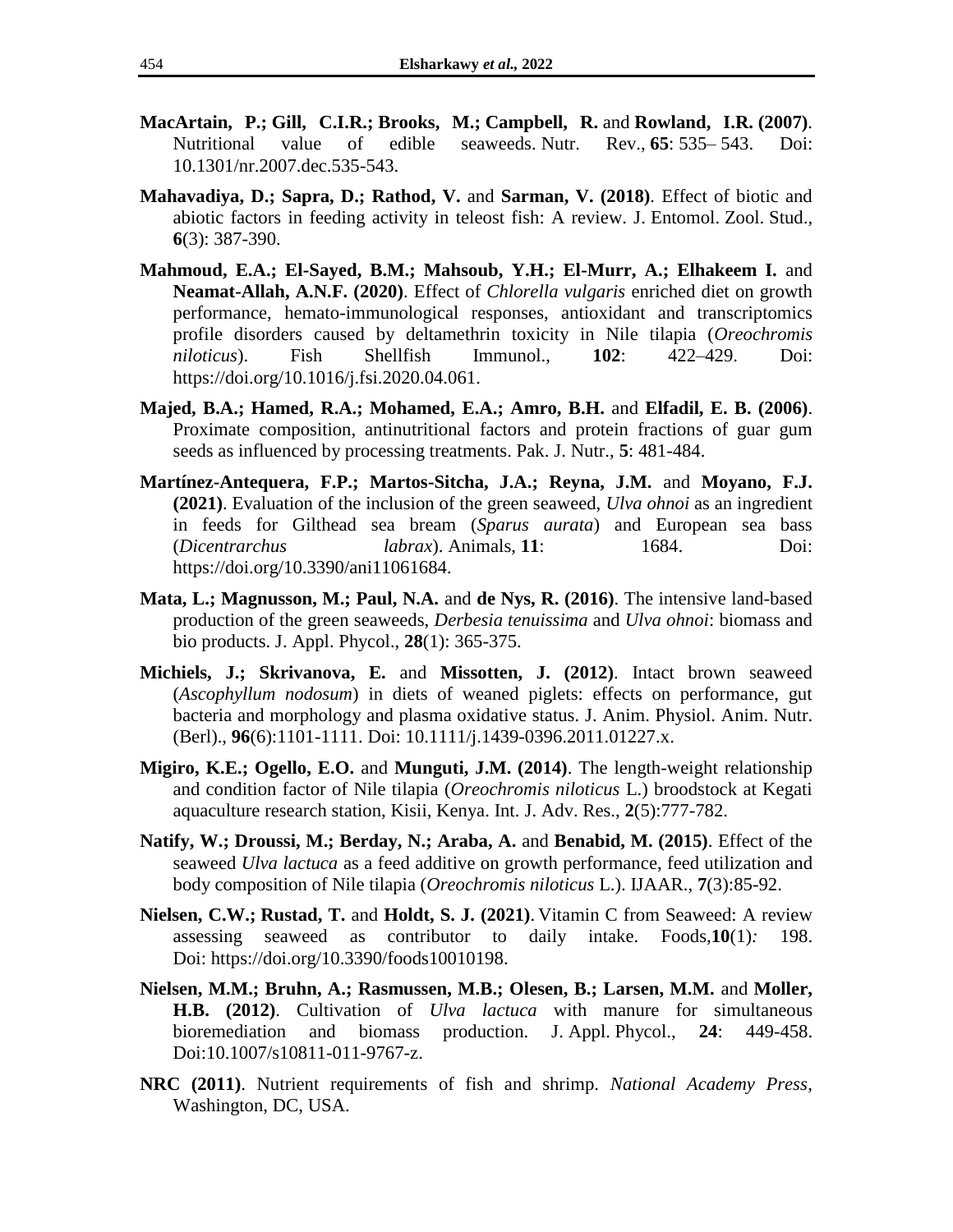**MacArtain, P.; Gill, C.I.R.; Brooks, M.; Campbell, R.** and **Rowland, I.R. (2007)**. Nutritional value of edible seaweeds. Nutr. Rev., **65**: 535– 543. Doi: 10.1301/nr.2007.dec.535-543.

**Mahavadiya, D.; Sapra, D.; Rathod, V.** and **Sarman, V. (2018)**. Effect of biotic and abiotic factors in feeding activity in teleost fish: A review. J. Entomol. Zool. Stud., **6**(3): 387-390.

**Mahmoud, E.A.; El-Sayed, B.M.; Mahsoub, Y.H.; El-Murr, A.; Elhakeem I.** and **Neamat-Allah, A.N.F. (2020)**. Effect of *Chlorella vulgaris* enriched diet on growth performance, hemato-immunological responses, antioxidant and transcriptomics profile disorders caused by deltamethrin toxicity in Nile tilapia (*Oreochromis niloticus*). Fish Shellfish Immunol., **102**: 422–429. Doi: https://doi.org/10.1016/j.fsi.2020.04.061.

**Majed, B.A.; Hamed, R.A.; Mohamed, E.A.; Amro, B.H.** and **Elfadil, E. B. (2006)**. Proximate composition, antinutritional factors and protein fractions of guar gum seeds as influenced by processing treatments. Pak. J. Nutr., **5**: 481-484.

**Martínez-Antequera, F.P.; Martos-Sitcha, J.A.; Reyna, J.M.** and **Moyano, F.J. (2021)**. Evaluation of the inclusion of the green seaweed, *Ulva ohnoi* as an ingredient in feeds for Gilthead sea bream (*Sparus aurata*) and European sea bass (*Dicentrarchus labrax*). Animals, **11**: 1684. Doi: https://doi.org/10.3390/ani11061684.

**Mata, L.; Magnusson, M.; Paul, N.A.** and **de Nys, R. (2016)**. The intensive land-based production of the green seaweeds, *Derbesia tenuissima* and *Ulva ohnoi*: biomass and bio products. J. Appl. Phycol., **28**(1): 365-375.

**Michiels, J.; Skrivanova, E.** and **Missotten, J. (2012)**. Intact brown seaweed (*Ascophyllum nodosum*) in diets of weaned piglets: effects on performance, gut bacteria and morphology and plasma oxidative status. J. Anim. Physiol. Anim. Nutr. (Berl)., **96**(6):1101-1111. Doi: 10.1111/j.1439-0396.2011.01227.x.

**Migiro, K.E.; Ogello, E.O.** and **Munguti, J.M. (2014)**. The length-weight relationship and condition factor of Nile tilapia (*Oreochromis niloticus* L.) broodstock at Kegati aquaculture research station, Kisii, Kenya. Int. J. Adv. Res., **2**(5):777-782.

**Natify, W.; Droussi, M.; Berday, N.; Araba, A.** and **Benabid, M. (2015)**. Effect of the seaweed *Ulva lactuca* as a feed additive on growth performance, feed utilization and body composition of Nile tilapia (*Oreochromis niloticus* L.). IJAAR., **7**(3):85-92.

**Nielsen, C.W.; Rustad, T.** and **Holdt, S. J. (2021)**. Vitamin C from Seaweed: A review assessing seaweed as contributor to daily intake. Foods,**10**(1)*:* 198. Doi: https://doi.org/10.3390/foods10010198.

**Nielsen, M.M.; Bruhn, A.; Rasmussen, M.B.; Olesen, B.; Larsen, M.M.** and **Moller, H.B. (2012)**. Cultivation of *Ulva lactuca* with manure for simultaneous bioremediation and biomass production. J. Appl. Phycol., **24**: 449-458. Doi:10.1007/s10811-011-9767-z.

**NRC (2011)**. Nutrient requirements of fish and shrimp. *National Academy Press*, Washington, DC, USA.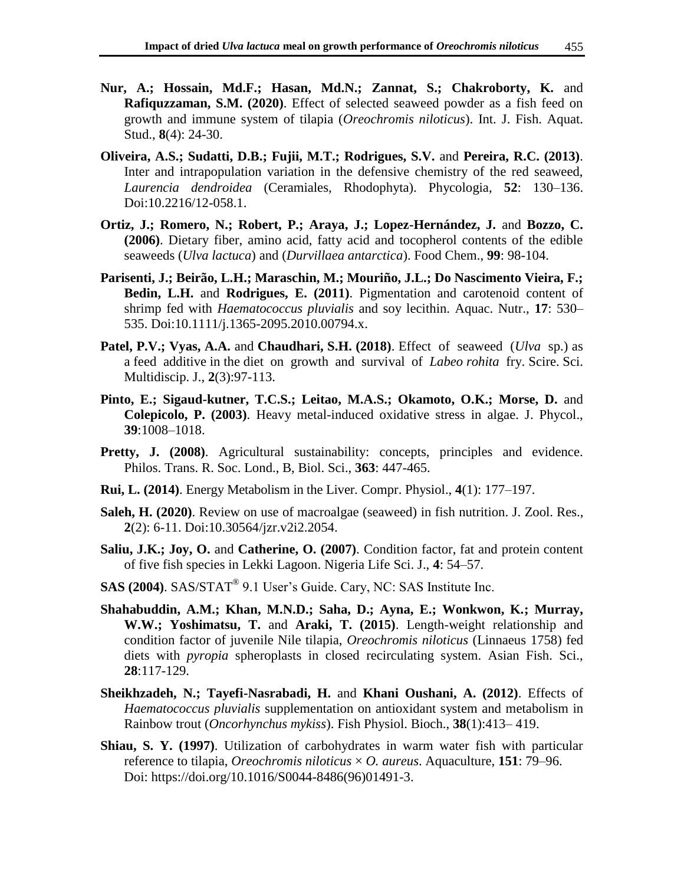**Nur, A.; Hossain, Md.F.; Hasan, Md.N.; Zannat, S.; Chakroborty, K.** and **Rafiquzzaman, S.M. (2020)**. Effect of selected seaweed powder as a fish feed on growth and immune system of tilapia (*Oreochromis niloticus*). Int. J. Fish. Aquat. Stud., **8**(4): 24-30.

**Oliveira, A.S.; Sudatti, D.B.; Fujii, M.T.; Rodrigues, S.V.** and **Pereira, R.C. (2013)**. Inter and intrapopulation variation in the defensive chemistry of the red seaweed, *Laurencia dendroidea* (Ceramiales, Rhodophyta). Phycologia, **52**: 130–136. Doi:10.2216/12-058.1.

**Ortiz, J.; Romero, N.; Robert, P.; Araya, J.; Lopez-Hernández, J.** and **Bozzo, C. (2006)**. Dietary fiber, amino acid, fatty acid and tocopherol contents of the edible seaweeds (*Ulva lactuca*) and (*Durvillaea antarctica*). Food Chem., **99**: 98-104.

**Parisenti, J.; Beirão, L.H.; Maraschin, M.; Mouriño, J.L.; Do Nascimento Vieira, F.; Bedin, L.H.** and **Rodrigues, E. (2011)**. Pigmentation and carotenoid content of shrimp fed with *Haematococcus pluvialis* and soy lecithin. Aquac. Nutr., **17**: 530–535. Doi:10.1111/j.1365-2095.2010.00794.x.

**Patel, P.V.; Vyas, A.A.** and **Chaudhari, S.H. (2018)**. Effect of seaweed (*Ulva* sp.) as a feed additive in the diet on growth and survival of *Labeo rohita* fry. Scire. Sci. Multidiscip. J., **2**(3):97-113.

**Pinto, E.; Sigaud-kutner, T.C.S.; Leitao, M.A.S.; Okamoto, O.K.; Morse, D.** and **Colepicolo, P. (2003)**. Heavy metal-induced oxidative stress in algae. J. Phycol., **39**:1008–1018.

**Pretty, J. (2008)**. Agricultural sustainability: concepts, principles and evidence. Philos. Trans. R. Soc. Lond., B, Biol. Sci., **363**: 447-465.

**Rui, L. (2014)**. Energy Metabolism in the Liver. Compr. Physiol., **4**(1): 177–197.

**Saleh, H. (2020)**. Review on use of macroalgae (seaweed) in fish nutrition. J. Zool. Res., **2**(2): 6-11. Doi:10.30564/jzr.v2i2.2054.

**Saliu, J.K.; Joy, O.** and **Catherine, O. (2007)**. Condition factor, fat and protein content of five fish species in Lekki Lagoon. Nigeria Life Sci. J., **4**: 54–57.

**SAS (2004)**. SAS/STAT® 9.1 User's Guide. Cary, NC: SAS Institute Inc.

**Shahabuddin, A.M.; Khan, M.N.D.; Saha, D.; Ayna, E.; Wonkwon, K.; Murray, W.W.; Yoshimatsu, T.** and **Araki, T. (2015)**. Length-weight relationship and condition factor of juvenile Nile tilapia, *Oreochromis niloticus* (Linnaeus 1758) fed diets with *pyropia* spheroplasts in closed recirculating system. Asian Fish. Sci., **28**:117-129.

**Sheikhzadeh, N.; Tayefi-Nasrabadi, H.** and **Khani Oushani, A. (2012)**. Effects of *Haematococcus pluvialis* supplementation on antioxidant system and metabolism in Rainbow trout (*Oncorhynchus mykiss*). Fish Physiol. Bioch., **38**(1):413– 419.

**Shiau, S. Y. (1997)**. Utilization of carbohydrates in warm water fish with particular reference to tilapia, *Oreochromis niloticus* × *O. aureus*. Aquaculture, **151**: 79–96. Doi: https://doi.org/10.1016/S0044-8486(96)01491-3.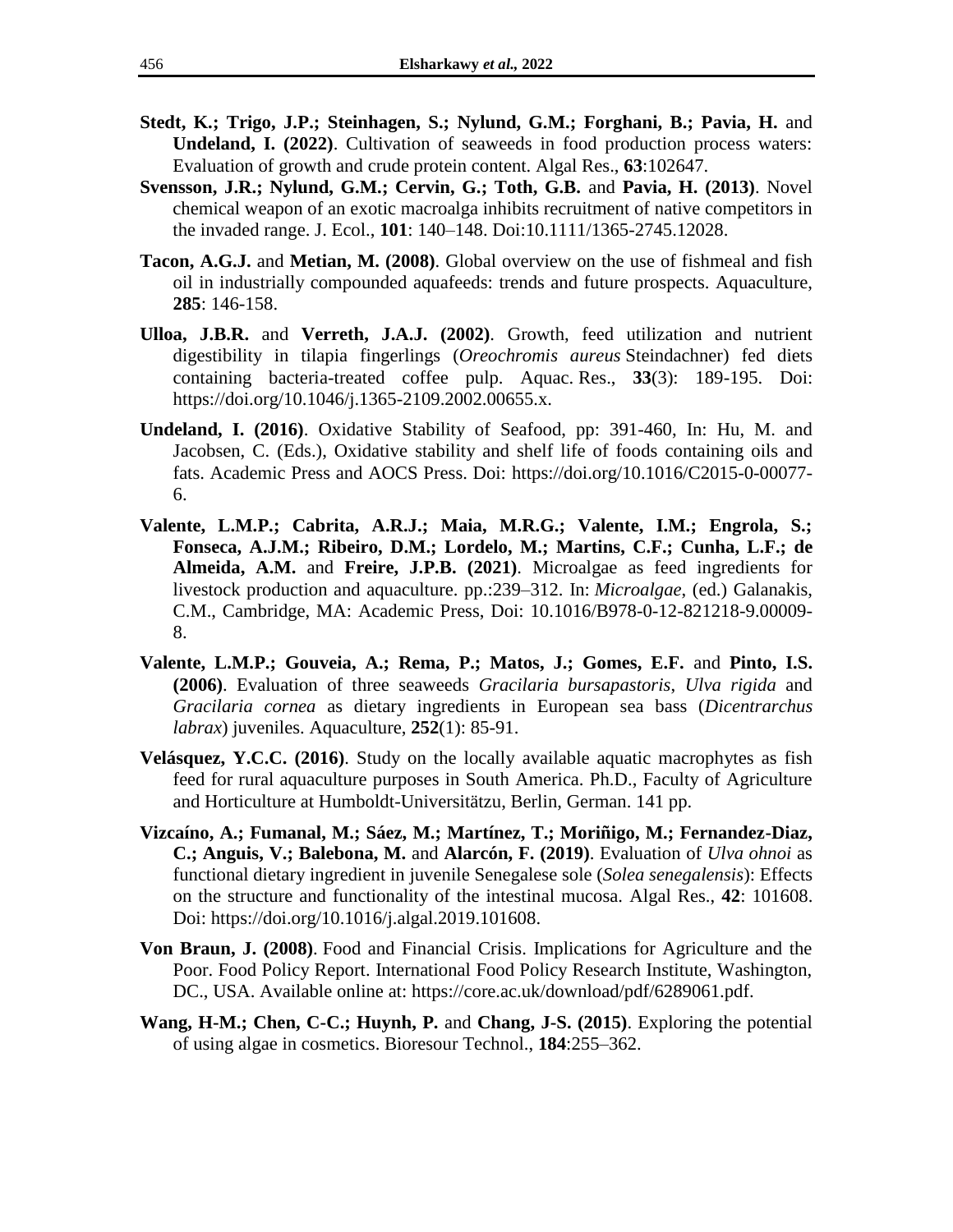**Stedt, K.; Trigo, J.P.; Steinhagen, S.; Nylund, G.M.; Forghani, B.; Pavia, H.** and **Undeland, I. (2022)**. Cultivation of seaweeds in food production process waters: Evaluation of growth and crude protein content. Algal Res., **63**:102647.

**Svensson, J.R.; Nylund, G.M.; Cervin, G.; Toth, G.B.** and **Pavia, H. (2013)**. Novel chemical weapon of an exotic macroalga inhibits recruitment of native competitors in the invaded range. J. Ecol., **101**: 140–148. Doi:10.1111/1365-2745.12028.

**Tacon, A.G.J.** and **Metian, M. (2008)**. Global overview on the use of fishmeal and fish oil in industrially compounded aquafeeds: trends and future prospects. Aquaculture, **285**: 146-158.

**Ulloa, J.B.R.** and **Verreth, J.A.J. (2002)**. Growth, feed utilization and nutrient digestibility in tilapia fingerlings (*Oreochromis aureus* Steindachner) fed diets containing bacteria-treated coffee pulp. Aquac. Res., **33**(3): 189-195. Doi: https://doi.org/10.1046/j.1365-2109.2002.00655.x.

**Undeland, I. (2016)**. Oxidative Stability of Seafood, pp: 391-460, In: Hu, M. and Jacobsen, C. (Eds.), Oxidative stability and shelf life of foods containing oils and fats. Academic Press and AOCS Press. Doi: https://doi.org/10.1016/C2015-0-00077-6.

**Valente, L.M.P.; Cabrita, A.R.J.; Maia, M.R.G.; Valente, I.M.; Engrola, S.; Fonseca, A.J.M.; Ribeiro, D.M.; Lordelo, M.; Martins, C.F.; Cunha, L.F.; de Almeida, A.M.** and **Freire, J.P.B. (2021)**. Microalgae as feed ingredients for livestock production and aquaculture. pp.:239–312. In: *Microalgae*, (ed.) Galanakis, C.M., Cambridge, MA: Academic Press, Doi: 10.1016/B978-0-12-821218-9.00009-8.

**Valente, L.M.P.; Gouveia, A.; Rema, P.; Matos, J.; Gomes, E.F.** and **Pinto, I.S. (2006)**. Evaluation of three seaweeds *Gracilaria bursapastoris*, *Ulva rigida* and *Gracilaria cornea* as dietary ingredients in European sea bass (*Dicentrarchus labrax*) juveniles. Aquaculture, **252**(1): 85-91.

**Velásquez, Y.C.C. (2016)**. Study on the locally available aquatic macrophytes as fish feed for rural aquaculture purposes in South America. Ph.D., Faculty of Agriculture and Horticulture at Humboldt-Universitätzu, Berlin, German. 141 pp.

**Vizcaíno, A.; Fumanal, M.; Sáez, M.; Martínez, T.; Moriñigo, M.; Fernandez-Diaz, C.; Anguis, V.; Balebona, M.** and **Alarcón, F. (2019)**. Evaluation of *Ulva ohnoi* as functional dietary ingredient in juvenile Senegalese sole (*Solea senegalensis*): Effects on the structure and functionality of the intestinal mucosa. Algal Res., **42**: 101608. Doi: https://doi.org/10.1016/j.algal.2019.101608.

**Von Braun, J. (2008)**. Food and Financial Crisis. Implications for Agriculture and the Poor. Food Policy Report. International Food Policy Research Institute, Washington, DC., USA. Available online at: https://core.ac.uk/download/pdf/6289061.pdf.

**Wang, H-M.; Chen, C-C.; Huynh, P.** and **Chang, J-S. (2015)**. Exploring the potential of using algae in cosmetics. Bioresour Technol., **184**:255–362.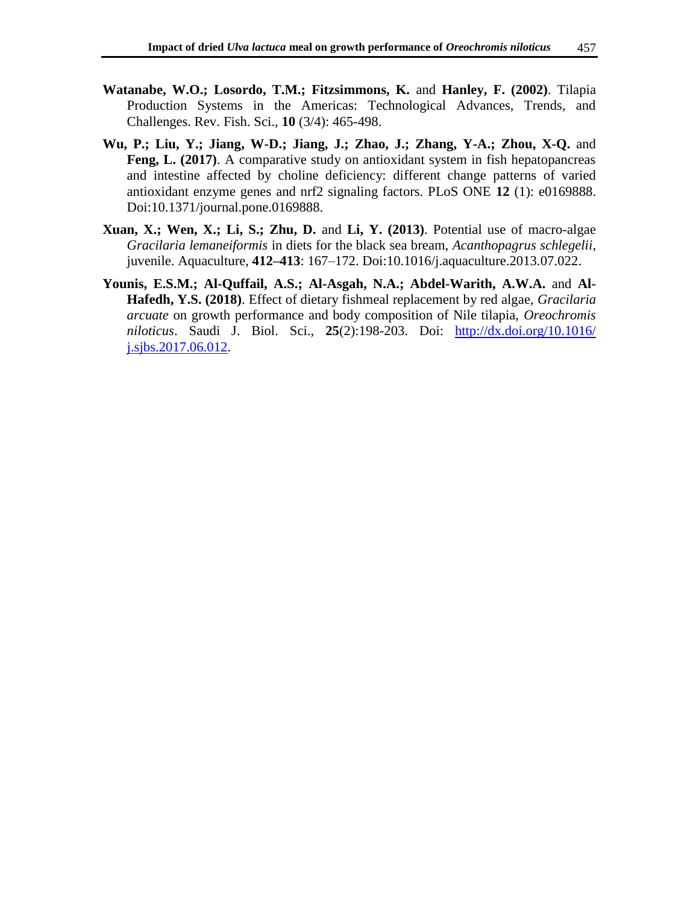**Watanabe, W.O.; Losordo, T.M.; Fitzsimmons, K.** and **Hanley, F. (2002)**. Tilapia Production Systems in the Americas: Technological Advances, Trends, and Challenges. Rev. Fish. Sci., **10** (3/4): 465-498.

**Wu, P.; Liu, Y.; Jiang, W-D.; Jiang, J.; Zhao, J.; Zhang, Y-A.; Zhou, X-Q.** and **Feng, L. (2017)**. A comparative study on antioxidant system in fish hepatopancreas and intestine affected by choline deficiency: different change patterns of varied antioxidant enzyme genes and nrf2 signaling factors. PLoS ONE **12** (1): e0169888. Doi:10.1371/journal.pone.0169888.

**Xuan, X.; Wen, X.; Li, S.; Zhu, D.** and **Li, Y. (2013)**. Potential use of macro-algae *Gracilaria lemaneiformis* in diets for the black sea bream, *Acanthopagrus schlegelii*, juvenile. Aquaculture, **412–413**: 167–172. Doi:10.1016/j.aquaculture.2013.07.022.

**Younis, E.S.M.; Al-Quffail, A.S.; Al-Asgah, N.A.; Abdel-Warith, A.W.A.** and **Al-Hafedh, Y.S. (2018)**. Effect of dietary fishmeal replacement by red algae, *Gracilaria arcuate* on growth performance and body composition of Nile tilapia, *Oreochromis niloticus*. Saudi J. Biol. Sci., **25**(2):198-203. Doi: http://dx.doi.org/10.1016/j.sjbs.2017.06.012.